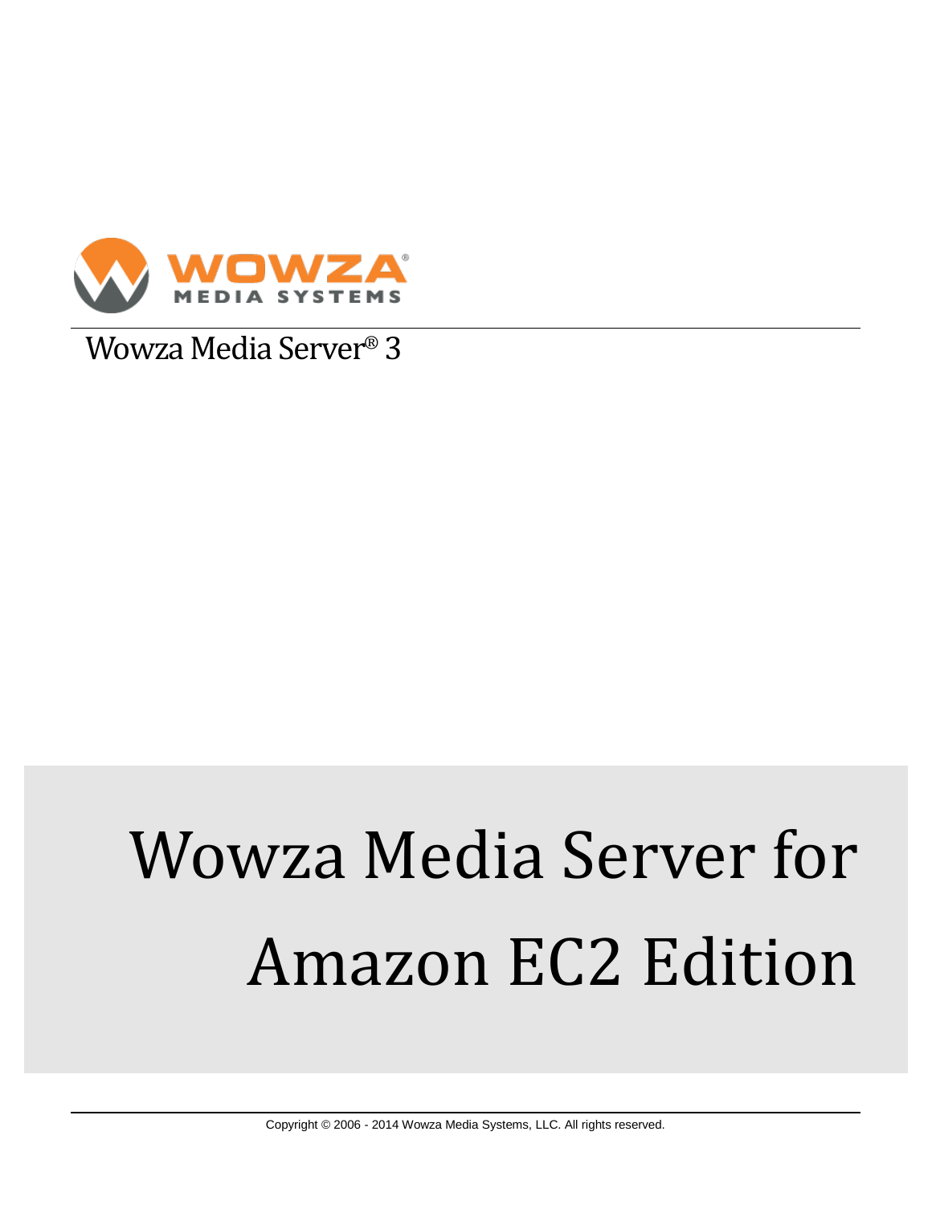WOWZA MEDIA SYSTEMS

Wowza Media Server® 3

# Wowza Media Server for Amazon EC2 Edition

Copyright © 2006 - 2014 Wowza Media Systems, LLC. All rights reserved.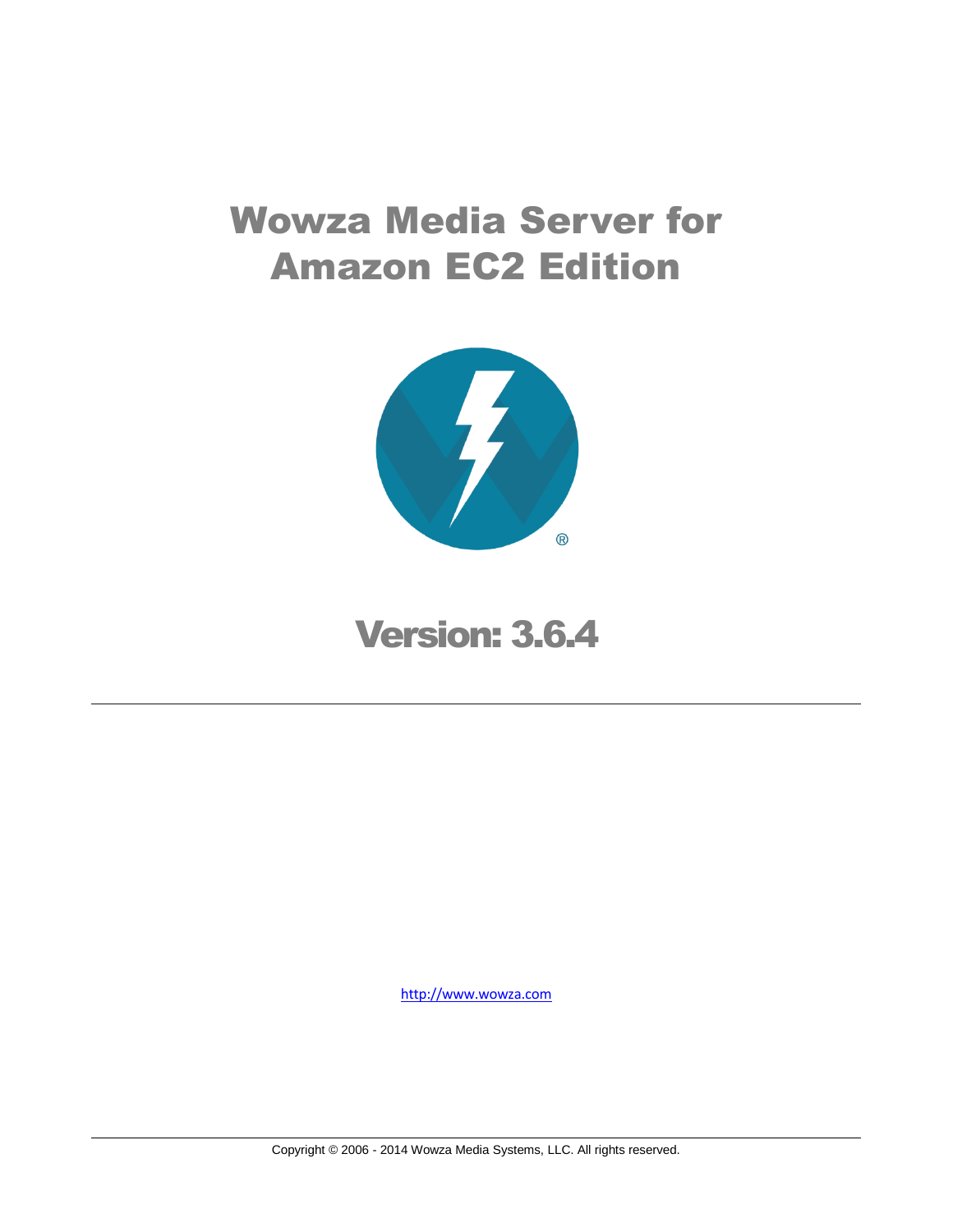# Wowza Media Server for Amazon EC2 Edition

# Version: 3.6.4

---

http://www.wowza.com

Copyright © 2006 - 2014 Wowza Media Systems, LLC. All rights reserved.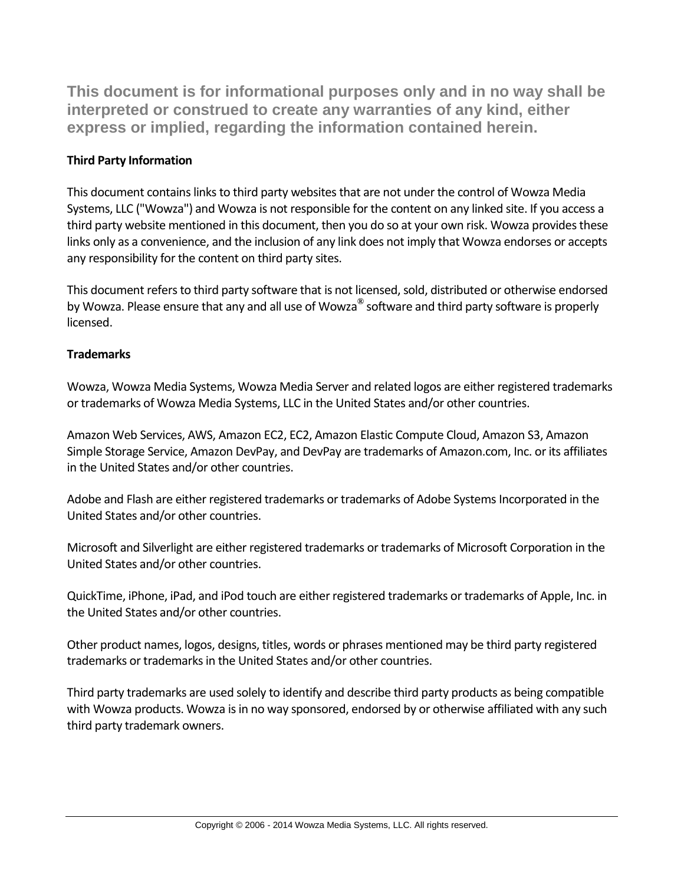**This document is for informational purposes only and in no way shall be interpreted or construed to create any warranties of any kind, either express or implied, regarding the information contained herein.**

**Third Party Information**

This document contains links to third party websites that are not under the control of Wowza Media Systems, LLC ("Wowza") and Wowza is not responsible for the content on any linked site. If you access a third party website mentioned in this document, then you do so at your own risk. Wowza provides these links only as a convenience, and the inclusion of any link does not imply that Wowza endorses or accepts any responsibility for the content on third party sites.

This document refers to third party software that is not licensed, sold, distributed or otherwise endorsed by Wowza. Please ensure that any and all use of Wowza® software and third party software is properly licensed.

**Trademarks**

Wowza, Wowza Media Systems, Wowza Media Server and related logos are either registered trademarks or trademarks of Wowza Media Systems, LLC in the United States and/or other countries.

Amazon Web Services, AWS, Amazon EC2, EC2, Amazon Elastic Compute Cloud, Amazon S3, Amazon Simple Storage Service, Amazon DevPay, and DevPay are trademarks of Amazon.com, Inc. or its affiliates in the United States and/or other countries.

Adobe and Flash are either registered trademarks or trademarks of Adobe Systems Incorporated in the United States and/or other countries.

Microsoft and Silverlight are either registered trademarks or trademarks of Microsoft Corporation in the United States and/or other countries.

QuickTime, iPhone, iPad, and iPod touch are either registered trademarks or trademarks of Apple, Inc. in the United States and/or other countries.

Other product names, logos, designs, titles, words or phrases mentioned may be third party registered trademarks or trademarks in the United States and/or other countries.

Third party trademarks are used solely to identify and describe third party products as being compatible with Wowza products. Wowza is in no way sponsored, endorsed by or otherwise affiliated with any such third party trademark owners.

Copyright © 2006 - 2014 Wowza Media Systems, LLC. All rights reserved.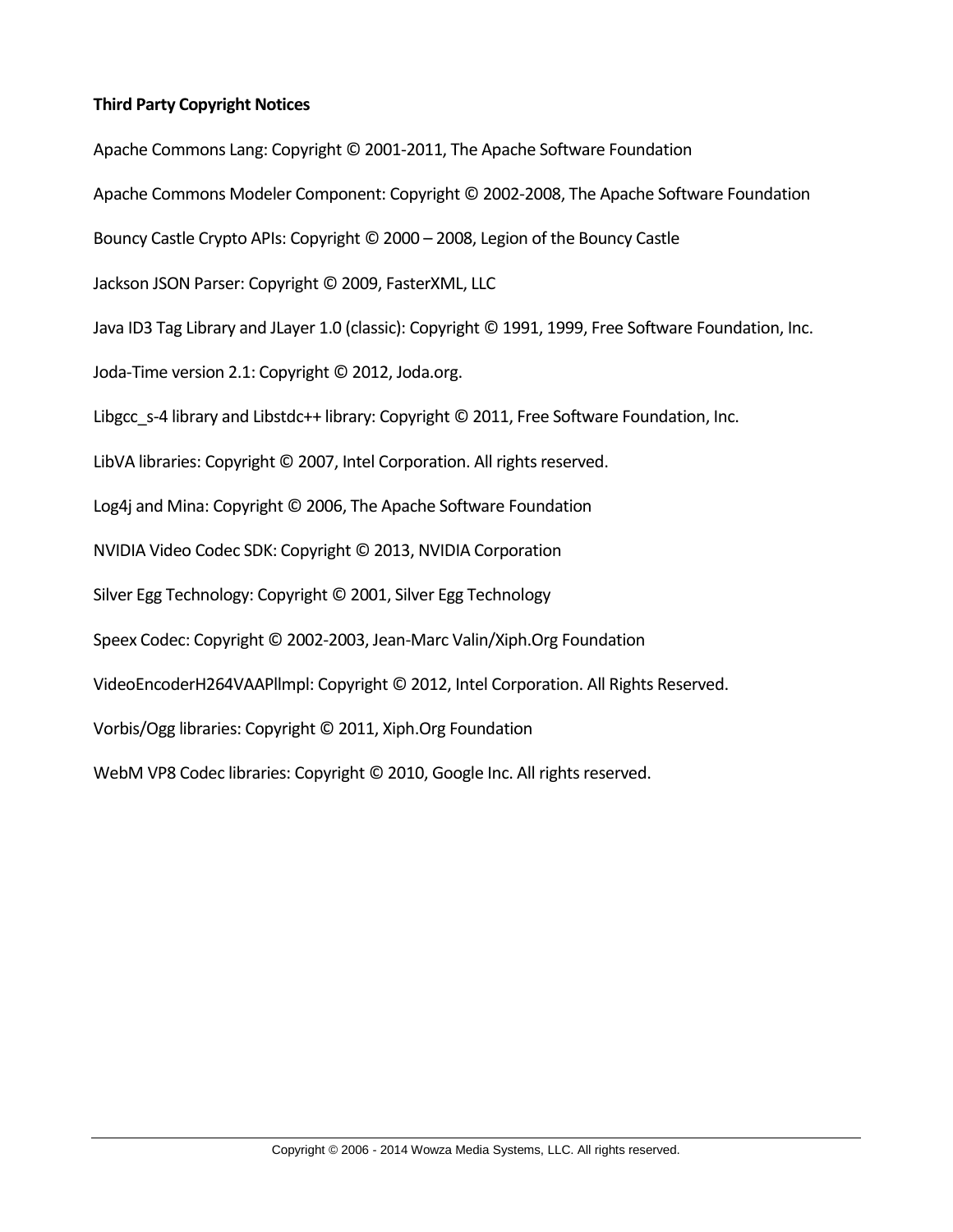**Third Party Copyright Notices**

Apache Commons Lang: Copyright © 2001-2011, The Apache Software Foundation

Apache Commons Modeler Component: Copyright © 2002-2008, The Apache Software Foundation

Bouncy Castle Crypto APIs: Copyright © 2000 – 2008, Legion of the Bouncy Castle

Jackson JSON Parser: Copyright © 2009, FasterXML, LLC

Java ID3 Tag Library and JLayer 1.0 (classic): Copyright © 1991, 1999, Free Software Foundation, Inc.

Joda-Time version 2.1: Copyright © 2012, Joda.org.

Libgcc_s-4 library and Libstdc++ library: Copyright © 2011, Free Software Foundation, Inc.

LibVA libraries: Copyright © 2007, Intel Corporation. All rights reserved.

Log4j and Mina: Copyright © 2006, The Apache Software Foundation

NVIDIA Video Codec SDK: Copyright © 2013, NVIDIA Corporation

Silver Egg Technology: Copyright © 2001, Silver Egg Technology

Speex Codec: Copyright © 2002-2003, Jean-Marc Valin/Xiph.Org Foundation

VideoEncoderH264VAAPIImpl: Copyright © 2012, Intel Corporation. All Rights Reserved.

Vorbis/Ogg libraries: Copyright © 2011, Xiph.Org Foundation

WebM VP8 Codec libraries: Copyright © 2010, Google Inc. All rights reserved.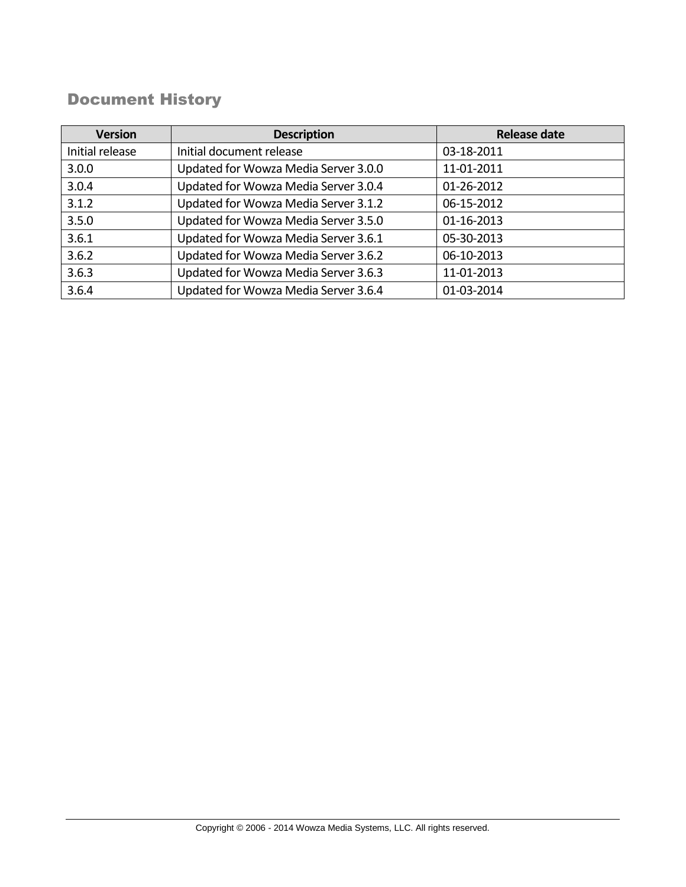# Document History

| Version | Description | Release date |
| --- | --- | --- |
| Initial release | Initial document release | 03-18-2011 |
| 3.0.0 | Updated for Wowza Media Server 3.0.0 | 11-01-2011 |
| 3.0.4 | Updated for Wowza Media Server 3.0.4 | 01-26-2012 |
| 3.1.2 | Updated for Wowza Media Server 3.1.2 | 06-15-2012 |
| 3.5.0 | Updated for Wowza Media Server 3.5.0 | 01-16-2013 |
| 3.6.1 | Updated for Wowza Media Server 3.6.1 | 05-30-2013 |
| 3.6.2 | Updated for Wowza Media Server 3.6.2 | 06-10-2013 |
| 3.6.3 | Updated for Wowza Media Server 3.6.3 | 11-01-2013 |
| 3.6.4 | Updated for Wowza Media Server 3.6.4 | 01-03-2014 |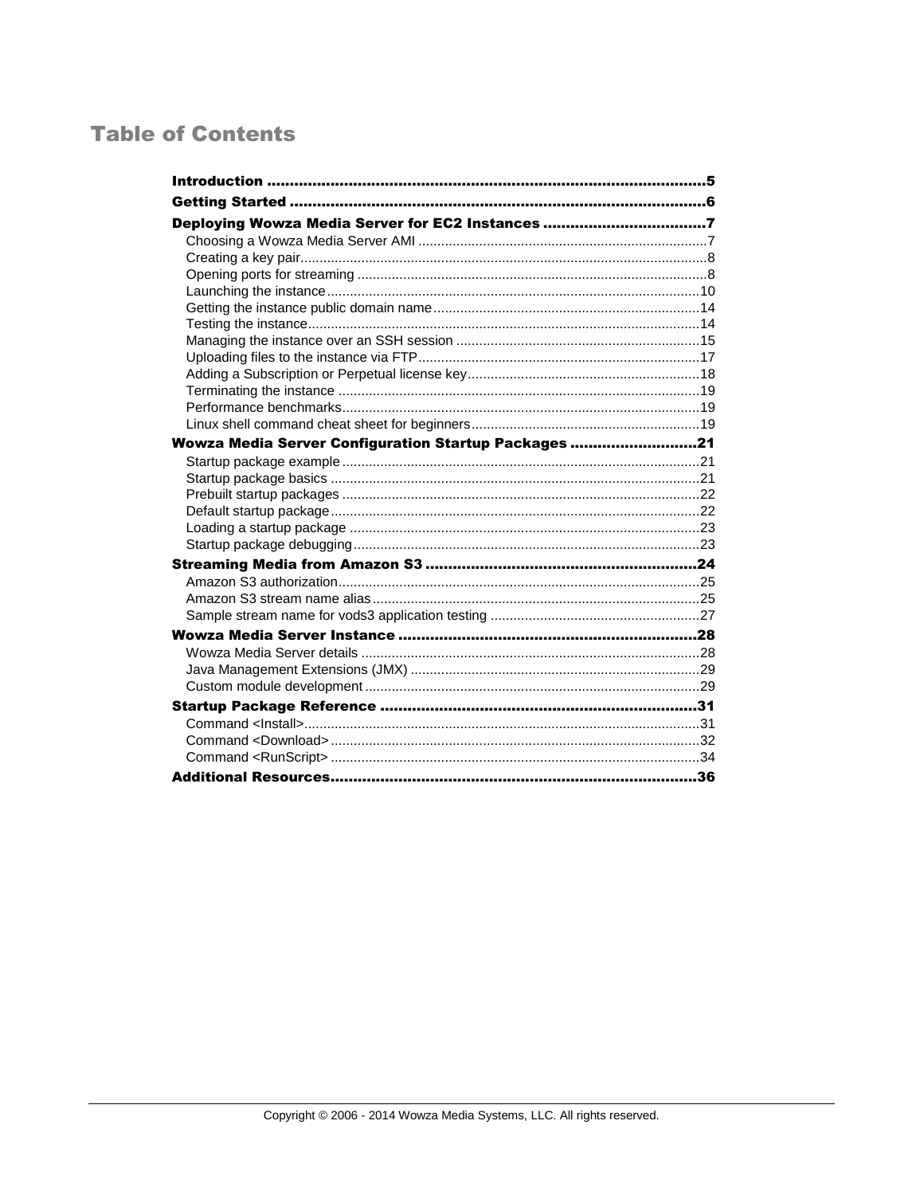# Table of Contents

**Introduction** ........................................................................................ **5**

**Getting Started** ...................................................................................... **6**

**Deploying Wowza Media Server for EC2 Instances** .................................. **7**

- Choosing a Wowza Media Server AMI ........................................................ 7
- Creating a key pair ....................................................................................... 8
- Opening ports for streaming ........................................................................ 8
- Launching the instance ............................................................................... 10
- Getting the instance public domain name ................................................... 14
- Testing the instance ................................................................................... 14
- Managing the instance over an SSH session ............................................. 15
- Uploading files to the instance via FTP ...................................................... 17
- Adding a Subscription or Perpetual license key ......................................... 18
- Terminating the instance ............................................................................ 19
- Performance benchmarks ........................................................................... 19
- Linux shell command cheat sheet for beginners ........................................ 19

**Wowza Media Server Configuration Startup Packages** .......................... **21**

- Startup package example ........................................................................... 21
- Startup package basics .............................................................................. 21
- Prebuilt startup packages ........................................................................... 22
- Default startup package .............................................................................. 22
- Loading a startup package ......................................................................... 23
- Startup package debugging ........................................................................ 23

**Streaming Media from Amazon S3** ........................................................ **24**

- Amazon S3 authorization ............................................................................ 25
- Amazon S3 stream name alias .................................................................... 25
- Sample stream name for vods3 application testing .................................... 27

**Wowza Media Server Instance** ............................................................... **28**

- Wowza Media Server details ....................................................................... 28
- Java Management Extensions (JMX) .......................................................... 29
- Custom module development ..................................................................... 29

**Startup Package Reference** .................................................................... **31**

- Command <Install> ..................................................................................... 31
- Command <Download> ............................................................................... 32
- Command <RunScript> .............................................................................. 34

**Additional Resources** .............................................................................. **36**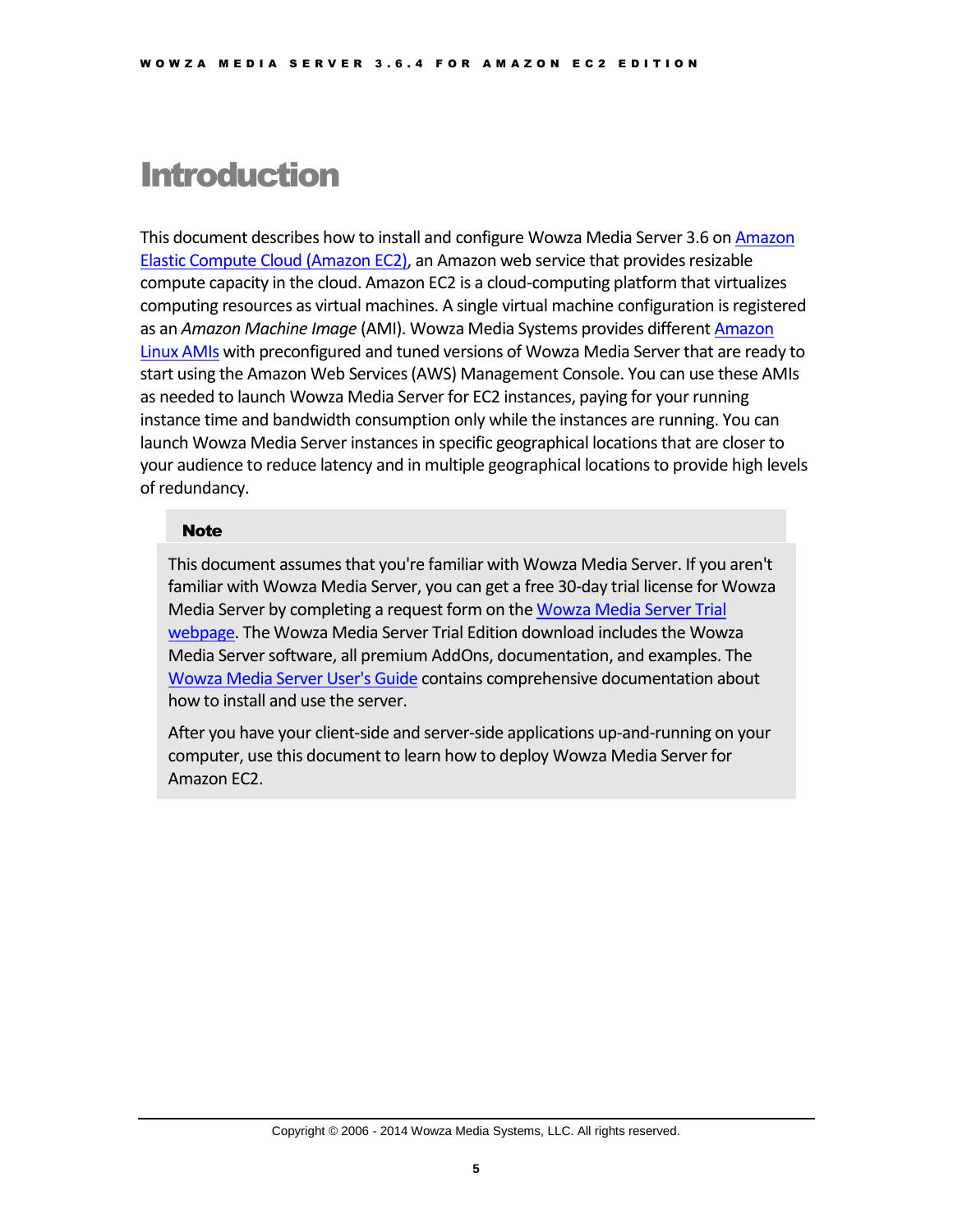# Introduction

This document describes how to install and configure Wowza Media Server 3.6 on Amazon Elastic Compute Cloud (Amazon EC2), an Amazon web service that provides resizable compute capacity in the cloud. Amazon EC2 is a cloud-computing platform that virtualizes computing resources as virtual machines. A single virtual machine configuration is registered as an *Amazon Machine Image* (AMI). Wowza Media Systems provides different Amazon Linux AMIs with preconfigured and tuned versions of Wowza Media Server that are ready to start using the Amazon Web Services (AWS) Management Console. You can use these AMIs as needed to launch Wowza Media Server for EC2 instances, paying for your running instance time and bandwidth consumption only while the instances are running. You can launch Wowza Media Server instances in specific geographical locations that are closer to your audience to reduce latency and in multiple geographical locations to provide high levels of redundancy.

> **Note**
>
> This document assumes that you're familiar with Wowza Media Server. If you aren't familiar with Wowza Media Server, you can get a free 30-day trial license for Wowza Media Server by completing a request form on the Wowza Media Server Trial webpage. The Wowza Media Server Trial Edition download includes the Wowza Media Server software, all premium AddOns, documentation, and examples. The Wowza Media Server User's Guide contains comprehensive documentation about how to install and use the server.
>
> After you have your client-side and server-side applications up-and-running on your computer, use this document to learn how to deploy Wowza Media Server for Amazon EC2.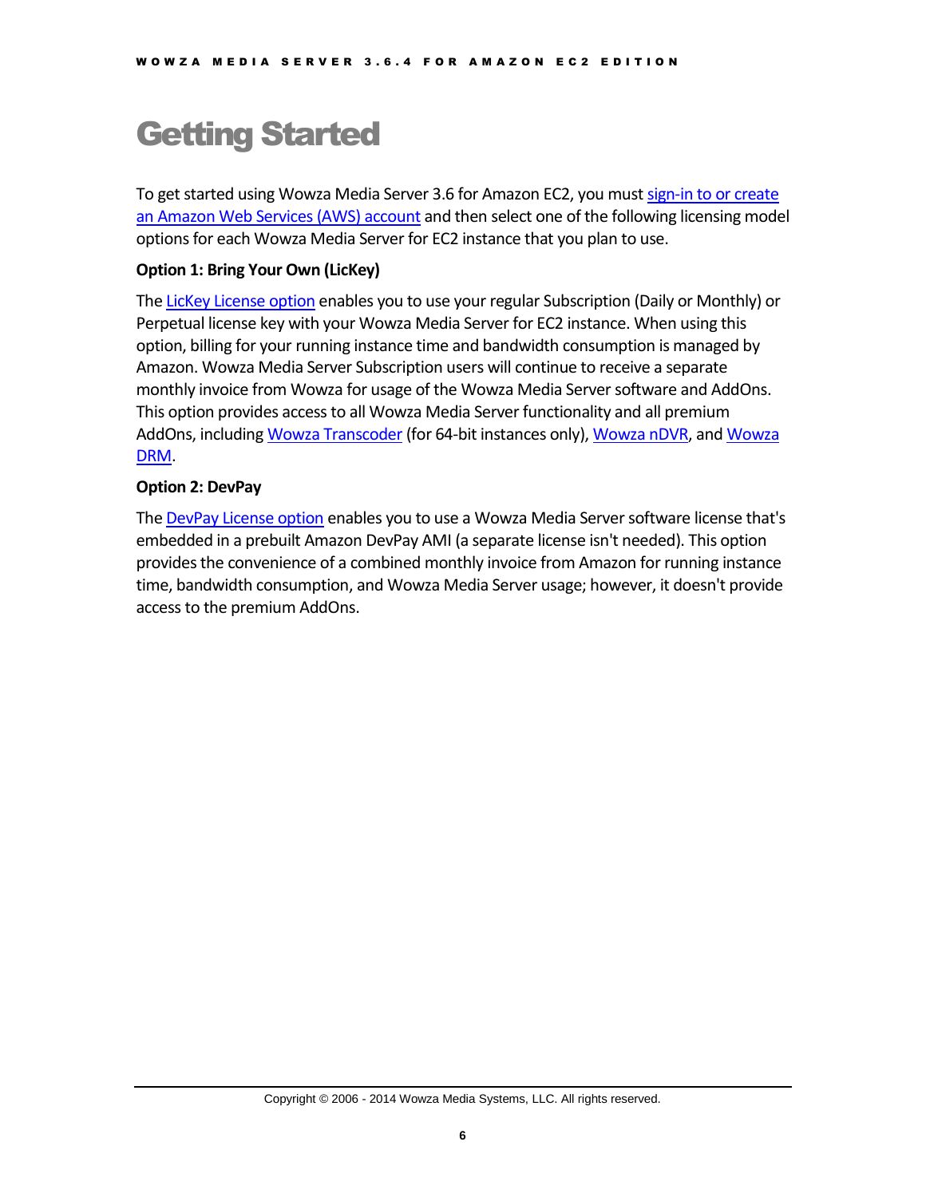# Getting Started

To get started using Wowza Media Server 3.6 for Amazon EC2, you must sign-in to or create an Amazon Web Services (AWS) account and then select one of the following licensing model options for each Wowza Media Server for EC2 instance that you plan to use.

**Option 1: Bring Your Own (LicKey)**

The LicKey License option enables you to use your regular Subscription (Daily or Monthly) or Perpetual license key with your Wowza Media Server for EC2 instance. When using this option, billing for your running instance time and bandwidth consumption is managed by Amazon. Wowza Media Server Subscription users will continue to receive a separate monthly invoice from Wowza for usage of the Wowza Media Server software and AddOns. This option provides access to all Wowza Media Server functionality and all premium AddOns, including Wowza Transcoder (for 64-bit instances only), Wowza nDVR, and Wowza DRM.

**Option 2: DevPay**

The DevPay License option enables you to use a Wowza Media Server software license that's embedded in a prebuilt Amazon DevPay AMI (a separate license isn't needed). This option provides the convenience of a combined monthly invoice from Amazon for running instance time, bandwidth consumption, and Wowza Media Server usage; however, it doesn't provide access to the premium AddOns.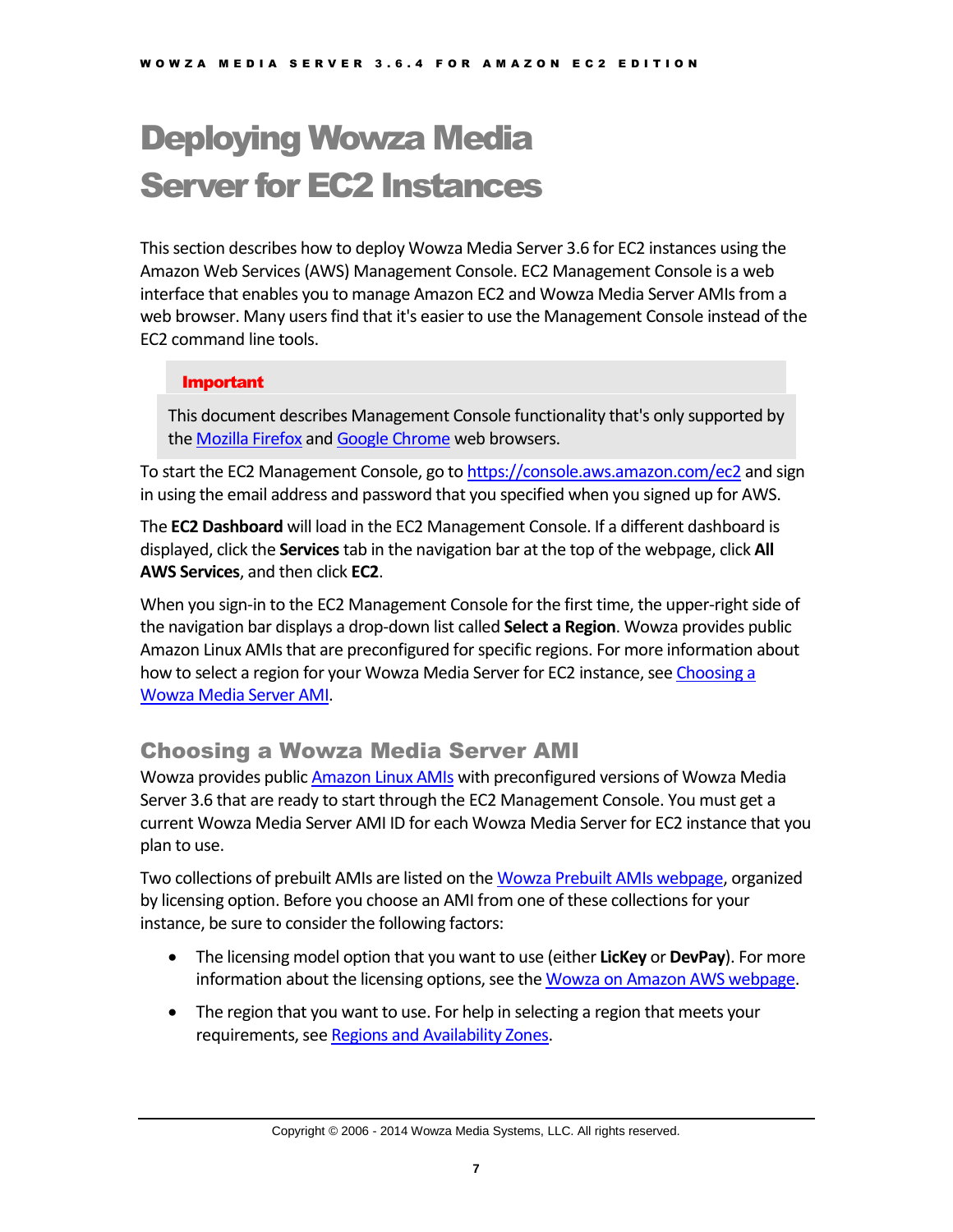# Deploying Wowza Media Server for EC2 Instances

This section describes how to deploy Wowza Media Server 3.6 for EC2 instances using the Amazon Web Services (AWS) Management Console. EC2 Management Console is a web interface that enables you to manage Amazon EC2 and Wowza Media Server AMIs from a web browser. Many users find that it's easier to use the Management Console instead of the EC2 command line tools.

> **Important**
>
> This document describes Management Console functionality that's only supported by the Mozilla Firefox and Google Chrome web browsers.

To start the EC2 Management Console, go to https://console.aws.amazon.com/ec2 and sign in using the email address and password that you specified when you signed up for AWS.

The **EC2 Dashboard** will load in the EC2 Management Console. If a different dashboard is displayed, click the **Services** tab in the navigation bar at the top of the webpage, click **All AWS Services**, and then click **EC2**.

When you sign-in to the EC2 Management Console for the first time, the upper-right side of the navigation bar displays a drop-down list called **Select a Region**. Wowza provides public Amazon Linux AMIs that are preconfigured for specific regions. For more information about how to select a region for your Wowza Media Server for EC2 instance, see Choosing a Wowza Media Server AMI.

## Choosing a Wowza Media Server AMI

Wowza provides public Amazon Linux AMIs with preconfigured versions of Wowza Media Server 3.6 that are ready to start through the EC2 Management Console. You must get a current Wowza Media Server AMI ID for each Wowza Media Server for EC2 instance that you plan to use.

Two collections of prebuilt AMIs are listed on the Wowza Prebuilt AMIs webpage, organized by licensing option. Before you choose an AMI from one of these collections for your instance, be sure to consider the following factors:

- The licensing model option that you want to use (either **LicKey** or **DevPay**). For more information about the licensing options, see the Wowza on Amazon AWS webpage.
- The region that you want to use. For help in selecting a region that meets your requirements, see Regions and Availability Zones.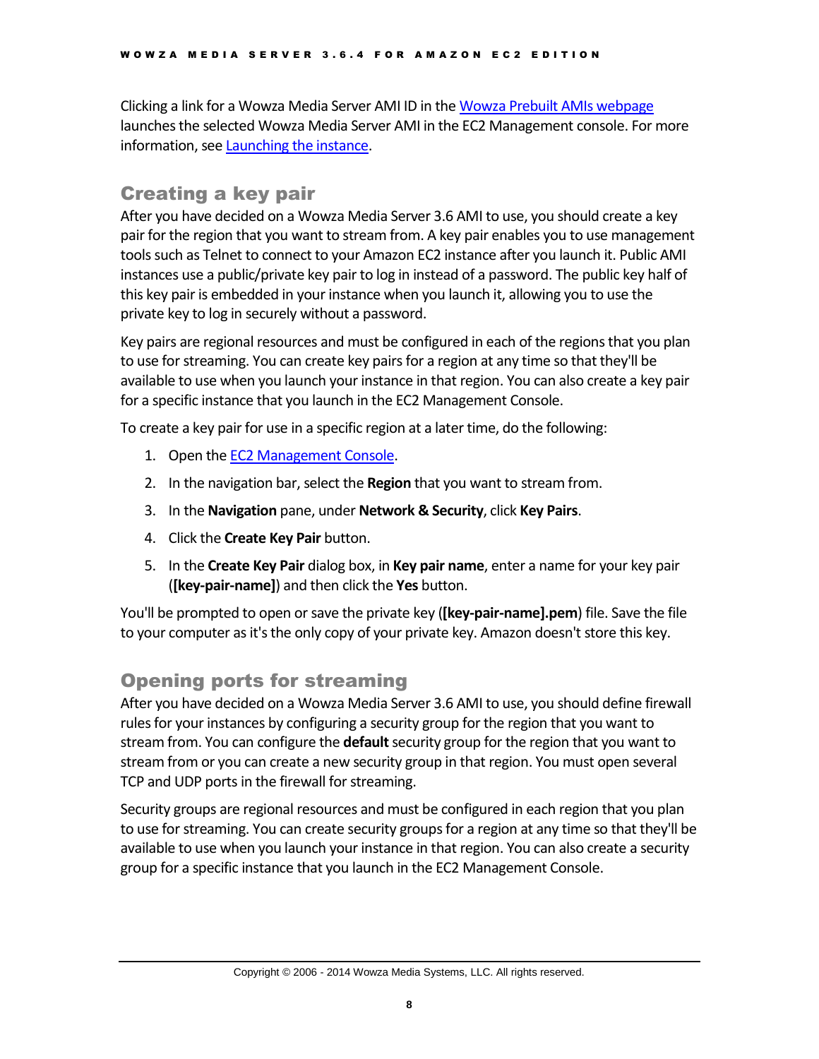Clicking a link for a Wowza Media Server AMI ID in the Wowza Prebuilt AMIs webpage launches the selected Wowza Media Server AMI in the EC2 Management console. For more information, see Launching the instance.

## Creating a key pair

After you have decided on a Wowza Media Server 3.6 AMI to use, you should create a key pair for the region that you want to stream from. A key pair enables you to use management tools such as Telnet to connect to your Amazon EC2 instance after you launch it. Public AMI instances use a public/private key pair to log in instead of a password. The public key half of this key pair is embedded in your instance when you launch it, allowing you to use the private key to log in securely without a password.

Key pairs are regional resources and must be configured in each of the regions that you plan to use for streaming. You can create key pairs for a region at any time so that they'll be available to use when you launch your instance in that region. You can also create a key pair for a specific instance that you launch in the EC2 Management Console.

To create a key pair for use in a specific region at a later time, do the following:

1. Open the EC2 Management Console.
2. In the navigation bar, select the **Region** that you want to stream from.
3. In the **Navigation** pane, under **Network & Security**, click **Key Pairs**.
4. Click the **Create Key Pair** button.
5. In the **Create Key Pair** dialog box, in **Key pair name**, enter a name for your key pair (**[key-pair-name]**) and then click the **Yes** button.

You'll be prompted to open or save the private key (**[key-pair-name].pem**) file. Save the file to your computer as it's the only copy of your private key. Amazon doesn't store this key.

## Opening ports for streaming

After you have decided on a Wowza Media Server 3.6 AMI to use, you should define firewall rules for your instances by configuring a security group for the region that you want to stream from. You can configure the **default** security group for the region that you want to stream from or you can create a new security group in that region. You must open several TCP and UDP ports in the firewall for streaming.

Security groups are regional resources and must be configured in each region that you plan to use for streaming. You can create security groups for a region at any time so that they'll be available to use when you launch your instance in that region. You can also create a security group for a specific instance that you launch in the EC2 Management Console.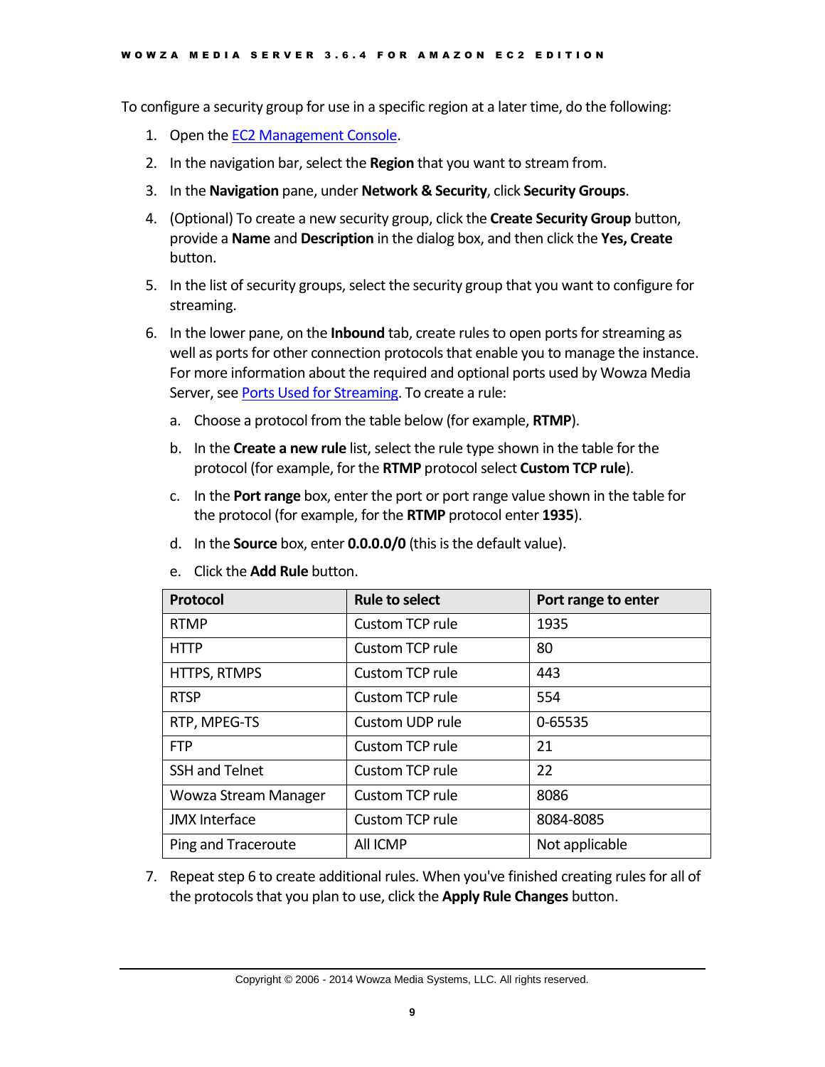To configure a security group for use in a specific region at a later time, do the following:

1. Open the [EC2 Management Console](EC2 Management Console).
2. In the navigation bar, select the **Region** that you want to stream from.
3. In the **Navigation** pane, under **Network & Security**, click **Security Groups**.
4. (Optional) To create a new security group, click the **Create Security Group** button, provide a **Name** and **Description** in the dialog box, and then click the **Yes, Create** button.
5. In the list of security groups, select the security group that you want to configure for streaming.
6. In the lower pane, on the **Inbound** tab, create rules to open ports for streaming as well as ports for other connection protocols that enable you to manage the instance. For more information about the required and optional ports used by Wowza Media Server, see [Ports Used for Streaming](Ports Used for Streaming). To create a rule:

    a. Choose a protocol from the table below (for example, **RTMP**).

    b. In the **Create a new rule** list, select the rule type shown in the table for the protocol (for example, for the **RTMP** protocol select **Custom TCP rule**).

    c. In the **Port range** box, enter the port or port range value shown in the table for the protocol (for example, for the **RTMP** protocol enter **1935**).

    d. In the **Source** box, enter **0.0.0.0/0** (this is the default value).

    e. Click the **Add Rule** button.

| Protocol | Rule to select | Port range to enter |
|---|---|---|
| RTMP | Custom TCP rule | 1935 |
| HTTP | Custom TCP rule | 80 |
| HTTPS, RTMPS | Custom TCP rule | 443 |
| RTSP | Custom TCP rule | 554 |
| RTP, MPEG-TS | Custom UDP rule | 0-65535 |
| FTP | Custom TCP rule | 21 |
| SSH and Telnet | Custom TCP rule | 22 |
| Wowza Stream Manager | Custom TCP rule | 8086 |
| JMX Interface | Custom TCP rule | 8084-8085 |
| Ping and Traceroute | All ICMP | Not applicable |

7. Repeat step 6 to create additional rules. When you've finished creating rules for all of the protocols that you plan to use, click the **Apply Rule Changes** button.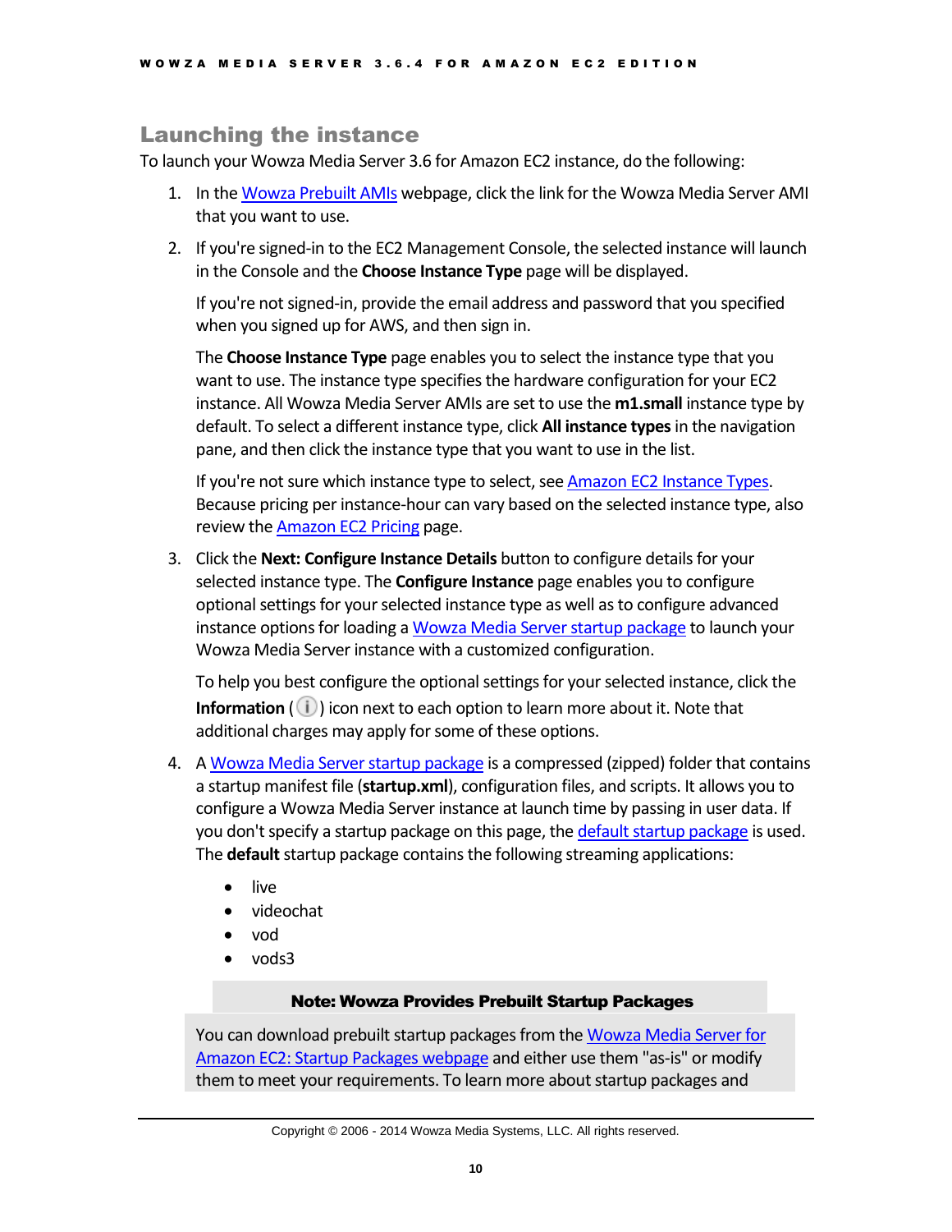## Launching the instance

To launch your Wowza Media Server 3.6 for Amazon EC2 instance, do the following:

1. In the Wowza Prebuilt AMIs webpage, click the link for the Wowza Media Server AMI that you want to use.

2. If you're signed-in to the EC2 Management Console, the selected instance will launch in the Console and the **Choose Instance Type** page will be displayed.

   If you're not signed-in, provide the email address and password that you specified when you signed up for AWS, and then sign in.

   The **Choose Instance Type** page enables you to select the instance type that you want to use. The instance type specifies the hardware configuration for your EC2 instance. All Wowza Media Server AMIs are set to use the **m1.small** instance type by default. To select a different instance type, click **All instance types** in the navigation pane, and then click the instance type that you want to use in the list.

   If you're not sure which instance type to select, see Amazon EC2 Instance Types. Because pricing per instance-hour can vary based on the selected instance type, also review the Amazon EC2 Pricing page.

3. Click the **Next: Configure Instance Details** button to configure details for your selected instance type. The **Configure Instance** page enables you to configure optional settings for your selected instance type as well as to configure advanced instance options for loading a Wowza Media Server startup package to launch your Wowza Media Server instance with a customized configuration.

   To help you best configure the optional settings for your selected instance, click the **Information** (ⓘ) icon next to each option to learn more about it. Note that additional charges may apply for some of these options.

4. A Wowza Media Server startup package is a compressed (zipped) folder that contains a startup manifest file (**startup.xml**), configuration files, and scripts. It allows you to configure a Wowza Media Server instance at launch time by passing in user data. If you don't specify a startup package on this page, the default startup package is used. The **default** startup package contains the following streaming applications:

   - live
   - videochat
   - vod
   - vods3

   > **Note: Wowza Provides Prebuilt Startup Packages**
   >
   > You can download prebuilt startup packages from the Wowza Media Server for Amazon EC2: Startup Packages webpage and either use them "as-is" or modify them to meet your requirements. To learn more about startup packages and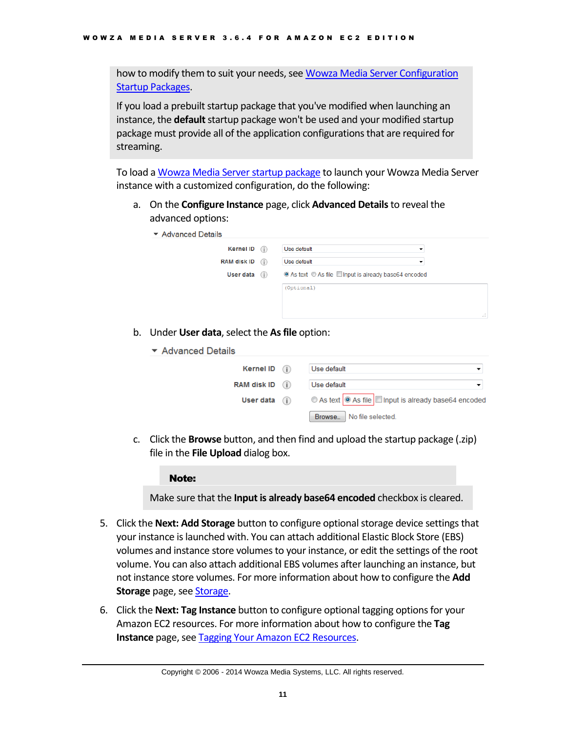how to modify them to suit your needs, see [Wowza Media Server Configuration Startup Packages].

If you load a prebuilt startup package that you've modified when launching an instance, the **default** startup package won't be used and your modified startup package must provide all of the application configurations that are required for streaming.

To load a [Wowza Media Server startup package] to launch your Wowza Media Server instance with a customized configuration, do the following:

a. On the **Configure Instance** page, click **Advanced Details** to reveal the advanced options:

b. Under **User data**, select the **As file** option:

c. Click the **Browse** button, and then find and upload the startup package (.zip) file in the **File Upload** dialog box.

> **Note:**
>
> Make sure that the **Input is already base64 encoded** checkbox is cleared.

5. Click the **Next: Add Storage** button to configure optional storage device settings that your instance is launched with. You can attach additional Elastic Block Store (EBS) volumes and instance store volumes to your instance, or edit the settings of the root volume. You can also attach additional EBS volumes after launching an instance, but not instance store volumes. For more information about how to configure the **Add Storage** page, see [Storage].

6. Click the **Next: Tag Instance** button to configure optional tagging options for your Amazon EC2 resources. For more information about how to configure the **Tag Instance** page, see [Tagging Your Amazon EC2 Resources].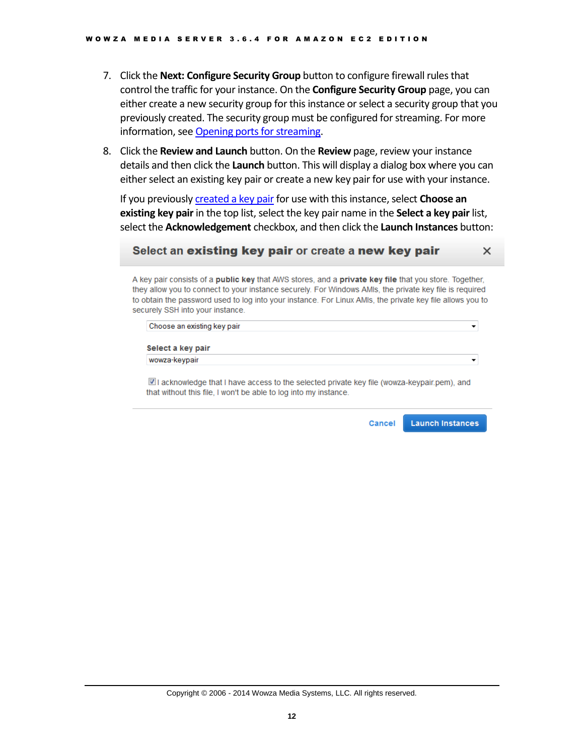7. Click the **Next: Configure Security Group** button to configure firewall rules that control the traffic for your instance. On the **Configure Security Group** page, you can either create a new security group for this instance or select a security group that you previously created. The security group must be configured for streaming. For more information, see Opening ports for streaming.

8. Click the **Review and Launch** button. On the **Review** page, review your instance details and then click the **Launch** button. This will display a dialog box where you can either select an existing key pair or create a new key pair for use with your instance.

   If you previously created a key pair for use with this instance, select **Choose an existing key pair** in the top list, select the key pair name in the **Select a key pair** list, select the **Acknowledgement** checkbox, and then click the **Launch Instances** button:

   **Select an existing key pair or create a new key pair**

   A key pair consists of a **public key** that AWS stores, and a **private key file** that you store. Together, they allow you to connect to your instance securely. For Windows AMIs, the private key file is required to obtain the password used to log into your instance. For Linux AMIs, the private key file allows you to securely SSH into your instance.

   Choose an existing key pair

   **Select a key pair**

   wowza-keypair

   ☑ I acknowledge that I have access to the selected private key file (wowza-keypair.pem), and that without this file, I won't be able to log into my instance.

   Cancel | Launch Instances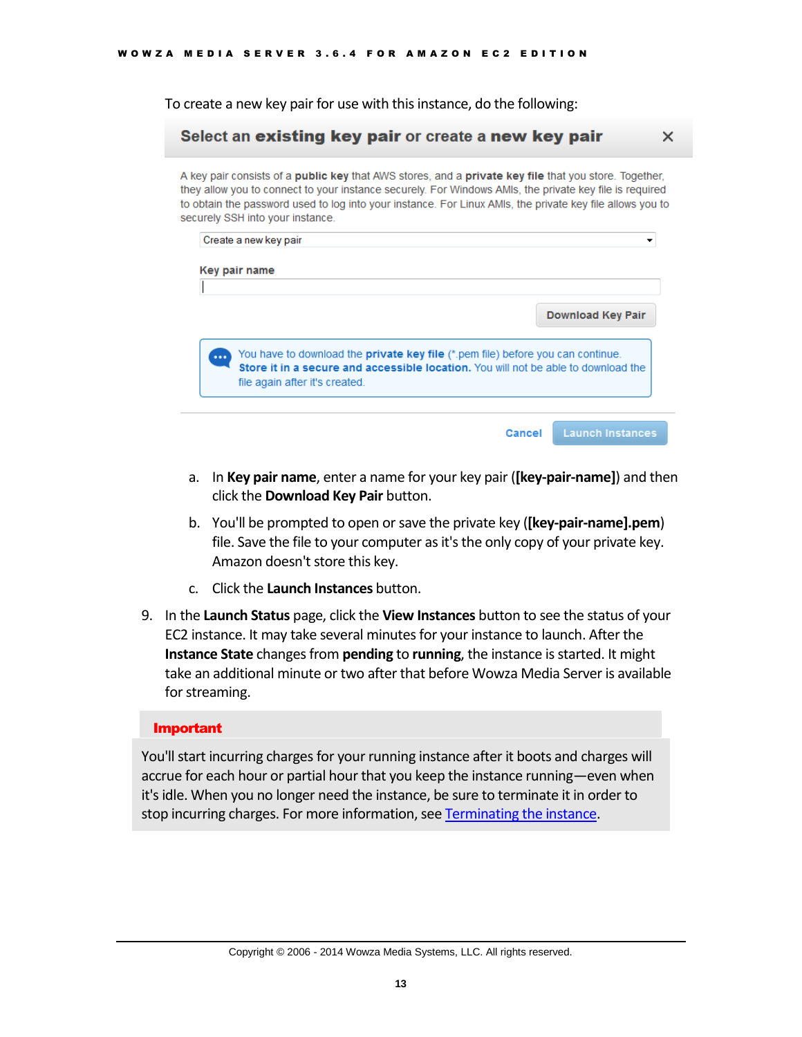To create a new key pair for use with this instance, do the following:

**Select an existing key pair or create a new key pair**

A key pair consists of a **public key** that AWS stores, and a **private key file** that you store. Together, they allow you to connect to your instance securely. For Windows AMIs, the private key file is required to obtain the password used to log into your instance. For Linux AMIs, the private key file allows you to securely SSH into your instance.

Create a new key pair

**Key pair name**

Download Key Pair

You have to download the **private key file** (*.pem file) before you can continue. **Store it in a secure and accessible location.** You will not be able to download the file again after it's created.

Cancel Launch Instances

a. In **Key pair name**, enter a name for your key pair (**[key-pair-name]**) and then click the **Download Key Pair** button.

b. You'll be prompted to open or save the private key (**[key-pair-name].pem**) file. Save the file to your computer as it's the only copy of your private key. Amazon doesn't store this key.

c. Click the **Launch Instances** button.

9. In the **Launch Status** page, click the **View Instances** button to see the status of your EC2 instance. It may take several minutes for your instance to launch. After the **Instance State** changes from **pending** to **running**, the instance is started. It might take an additional minute or two after that before Wowza Media Server is available for streaming.

**Important**

You'll start incurring charges for your running instance after it boots and charges will accrue for each hour or partial hour that you keep the instance running—even when it's idle. When you no longer need the instance, be sure to terminate it in order to stop incurring charges. For more information, see Terminating the instance.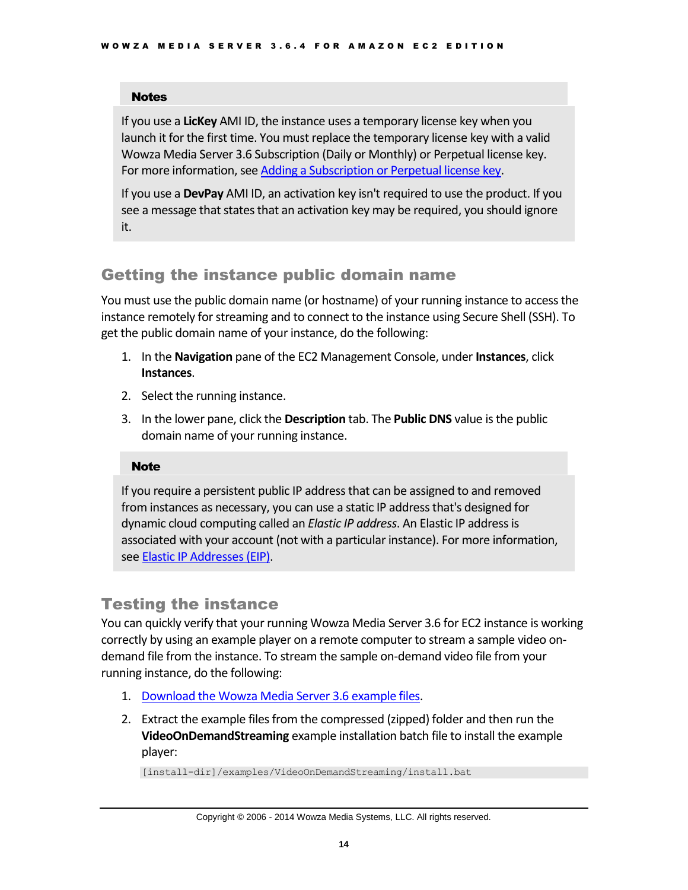**Notes**

If you use a **LicKey** AMI ID, the instance uses a temporary license key when you launch it for the first time. You must replace the temporary license key with a valid Wowza Media Server 3.6 Subscription (Daily or Monthly) or Perpetual license key. For more information, see Adding a Subscription or Perpetual license key.

If you use a **DevPay** AMI ID, an activation key isn't required to use the product. If you see a message that states that an activation key may be required, you should ignore it.

## Getting the instance public domain name

You must use the public domain name (or hostname) of your running instance to access the instance remotely for streaming and to connect to the instance using Secure Shell (SSH). To get the public domain name of your instance, do the following:

1. In the **Navigation** pane of the EC2 Management Console, under **Instances**, click **Instances**.
2. Select the running instance.
3. In the lower pane, click the **Description** tab. The **Public DNS** value is the public domain name of your running instance.

**Note**

If you require a persistent public IP address that can be assigned to and removed from instances as necessary, you can use a static IP address that's designed for dynamic cloud computing called an *Elastic IP address*. An Elastic IP address is associated with your account (not with a particular instance). For more information, see Elastic IP Addresses (EIP).

## Testing the instance

You can quickly verify that your running Wowza Media Server 3.6 for EC2 instance is working correctly by using an example player on a remote computer to stream a sample video on-demand file from the instance. To stream the sample on-demand video file from your running instance, do the following:

1. Download the Wowza Media Server 3.6 example files.
2. Extract the example files from the compressed (zipped) folder and then run the **VideoOnDemandStreaming** example installation batch file to install the example player:

```
[install-dir]/examples/VideoOnDemandStreaming/install.bat
```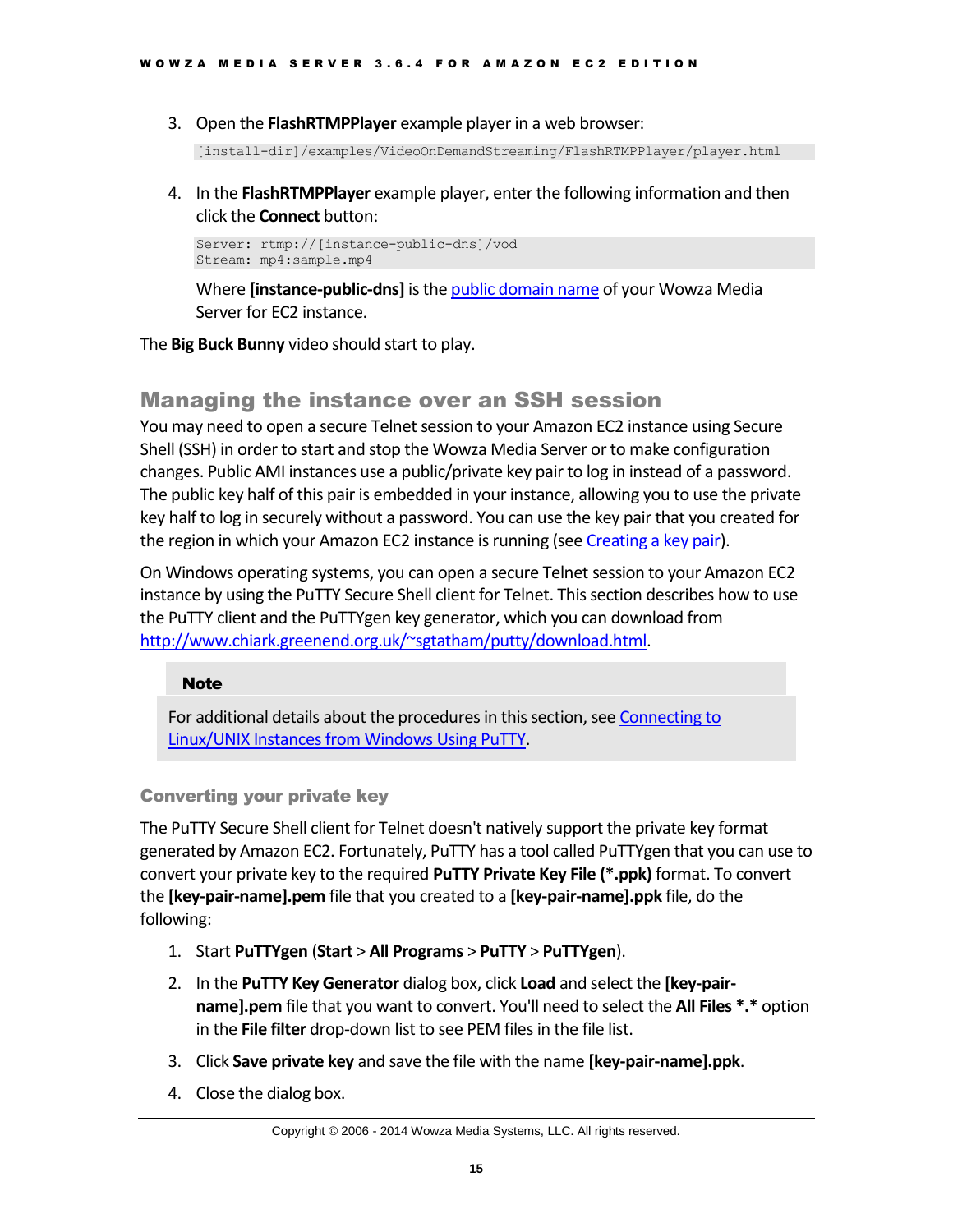3. Open the **FlashRTMPPlayer** example player in a web browser:

```
[install-dir]/examples/VideoOnDemandStreaming/FlashRTMPPlayer/player.html
```

4. In the **FlashRTMPPlayer** example player, enter the following information and then click the **Connect** button:

```
Server: rtmp://[instance-public-dns]/vod
Stream: mp4:sample.mp4
```

   Where **[instance-public-dns]** is the public domain name of your Wowza Media Server for EC2 instance.

The **Big Buck Bunny** video should start to play.

## Managing the instance over an SSH session

You may need to open a secure Telnet session to your Amazon EC2 instance using Secure Shell (SSH) in order to start and stop the Wowza Media Server or to make configuration changes. Public AMI instances use a public/private key pair to log in instead of a password. The public key half of this pair is embedded in your instance, allowing you to use the private key half to log in securely without a password. You can use the key pair that you created for the region in which your Amazon EC2 instance is running (see Creating a key pair).

On Windows operating systems, you can open a secure Telnet session to your Amazon EC2 instance by using the PuTTY Secure Shell client for Telnet. This section describes how to use the PuTTY client and the PuTTYgen key generator, which you can download from http://www.chiark.greenend.org.uk/~sgtatham/putty/download.html.

> **Note**
>
> For additional details about the procedures in this section, see Connecting to Linux/UNIX Instances from Windows Using PuTTY.

### Converting your private key

The PuTTY Secure Shell client for Telnet doesn't natively support the private key format generated by Amazon EC2. Fortunately, PuTTY has a tool called PuTTYgen that you can use to convert your private key to the required **PuTTY Private Key File (*.ppk)** format. To convert the **[key-pair-name].pem** file that you created to a **[key-pair-name].ppk** file, do the following:

1. Start **PuTTYgen** (**Start** > **All Programs** > **PuTTY** > **PuTTYgen**).
2. In the **PuTTY Key Generator** dialog box, click **Load** and select the **[key-pair-name].pem** file that you want to convert. You'll need to select the **All Files *.*** option in the **File filter** drop-down list to see PEM files in the file list.
3. Click **Save private key** and save the file with the name **[key-pair-name].ppk**.
4. Close the dialog box.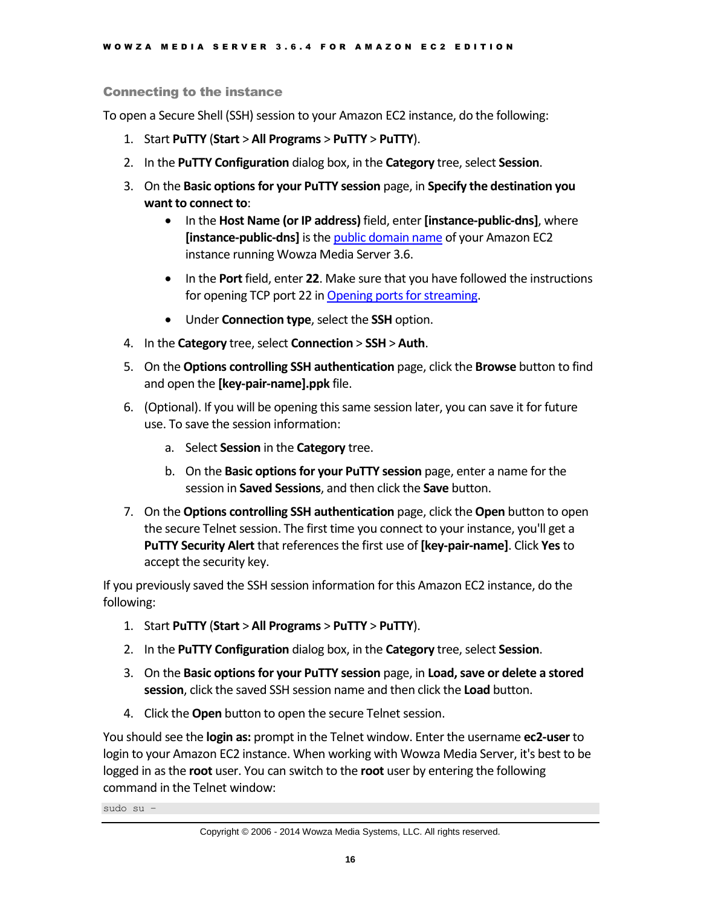### Connecting to the instance

To open a Secure Shell (SSH) session to your Amazon EC2 instance, do the following:

1. Start **PuTTY** (**Start** > **All Programs** > **PuTTY** > **PuTTY**).
2. In the **PuTTY Configuration** dialog box, in the **Category** tree, select **Session**.
3. On the **Basic options for your PuTTY session** page, in **Specify the destination you want to connect to**:
   - In the **Host Name (or IP address)** field, enter **[instance-public-dns]**, where **[instance-public-dns]** is the public domain name of your Amazon EC2 instance running Wowza Media Server 3.6.
   - In the **Port** field, enter **22**. Make sure that you have followed the instructions for opening TCP port 22 in Opening ports for streaming.
   - Under **Connection type**, select the **SSH** option.
4. In the **Category** tree, select **Connection** > **SSH** > **Auth**.
5. On the **Options controlling SSH authentication** page, click the **Browse** button to find and open the **[key-pair-name].ppk** file.
6. (Optional). If you will be opening this same session later, you can save it for future use. To save the session information:
   a. Select **Session** in the **Category** tree.
   b. On the **Basic options for your PuTTY session** page, enter a name for the session in **Saved Sessions**, and then click the **Save** button.
7. On the **Options controlling SSH authentication** page, click the **Open** button to open the secure Telnet session. The first time you connect to your instance, you'll get a **PuTTY Security Alert** that references the first use of **[key-pair-name]**. Click **Yes** to accept the security key.

If you previously saved the SSH session information for this Amazon EC2 instance, do the following:

1. Start **PuTTY** (**Start** > **All Programs** > **PuTTY** > **PuTTY**).
2. In the **PuTTY Configuration** dialog box, in the **Category** tree, select **Session**.
3. On the **Basic options for your PuTTY session** page, in **Load, save or delete a stored session**, click the saved SSH session name and then click the **Load** button.
4. Click the **Open** button to open the secure Telnet session.

You should see the **login as:** prompt in the Telnet window. Enter the username **ec2-user** to login to your Amazon EC2 instance. When working with Wowza Media Server, it's best to be logged in as the **root** user. You can switch to the **root** user by entering the following command in the Telnet window:

```
sudo su -
```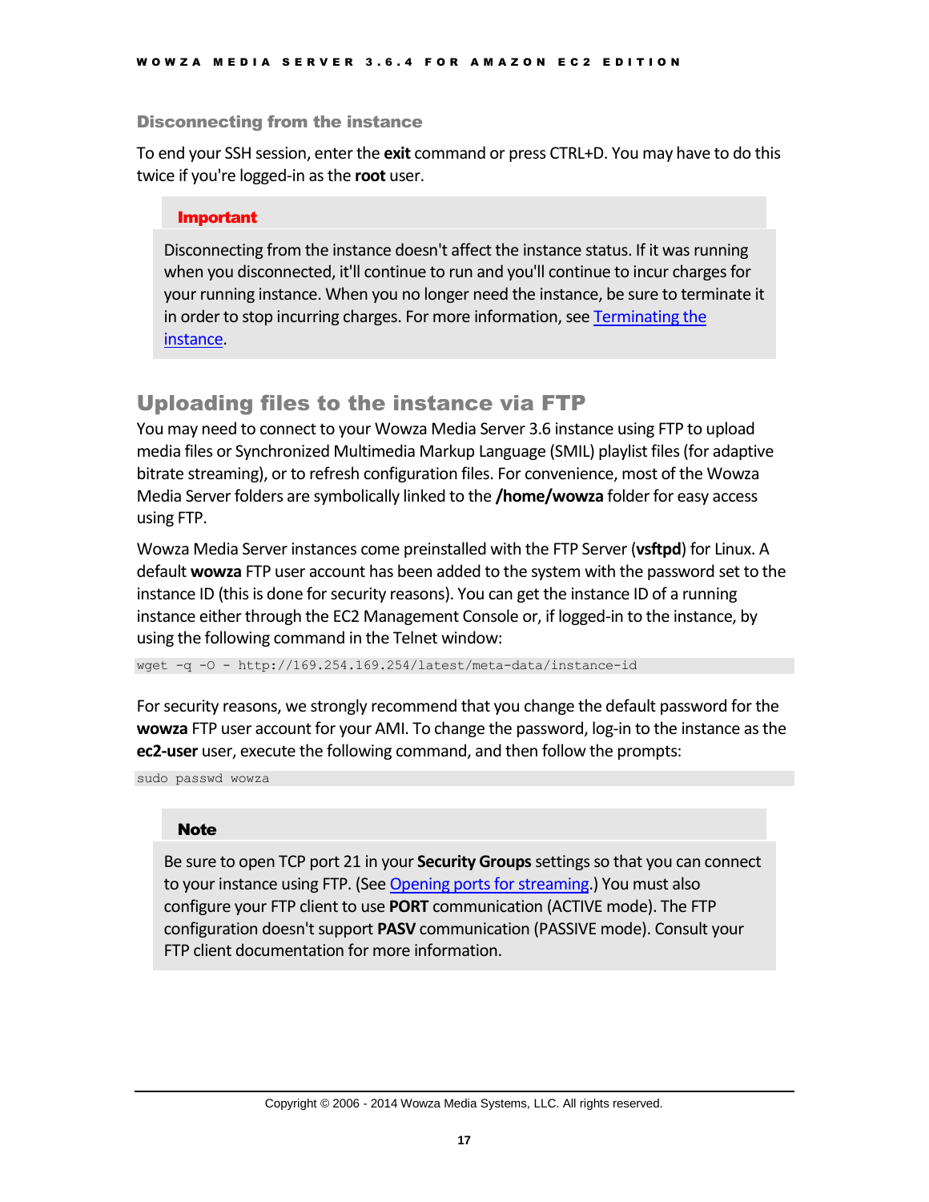### Disconnecting from the instance

To end your SSH session, enter the **exit** command or press CTRL+D. You may have to do this twice if you're logged-in as the **root** user.

> **Important**
>
> Disconnecting from the instance doesn't affect the instance status. If it was running when you disconnected, it'll continue to run and you'll continue to incur charges for your running instance. When you no longer need the instance, be sure to terminate it in order to stop incurring charges. For more information, see Terminating the instance.

## Uploading files to the instance via FTP

You may need to connect to your Wowza Media Server 3.6 instance using FTP to upload media files or Synchronized Multimedia Markup Language (SMIL) playlist files (for adaptive bitrate streaming), or to refresh configuration files. For convenience, most of the Wowza Media Server folders are symbolically linked to the **/home/wowza** folder for easy access using FTP.

Wowza Media Server instances come preinstalled with the FTP Server (**vsftpd**) for Linux. A default **wowza** FTP user account has been added to the system with the password set to the instance ID (this is done for security reasons). You can get the instance ID of a running instance either through the EC2 Management Console or, if logged-in to the instance, by using the following command in the Telnet window:

```
wget -q -O - http://169.254.169.254/latest/meta-data/instance-id
```

For security reasons, we strongly recommend that you change the default password for the **wowza** FTP user account for your AMI. To change the password, log-in to the instance as the **ec2-user** user, execute the following command, and then follow the prompts:

```
sudo passwd wowza
```

> **Note**
>
> Be sure to open TCP port 21 in your **Security Groups** settings so that you can connect to your instance using FTP. (See Opening ports for streaming.) You must also configure your FTP client to use **PORT** communication (ACTIVE mode). The FTP configuration doesn't support **PASV** communication (PASSIVE mode). Consult your FTP client documentation for more information.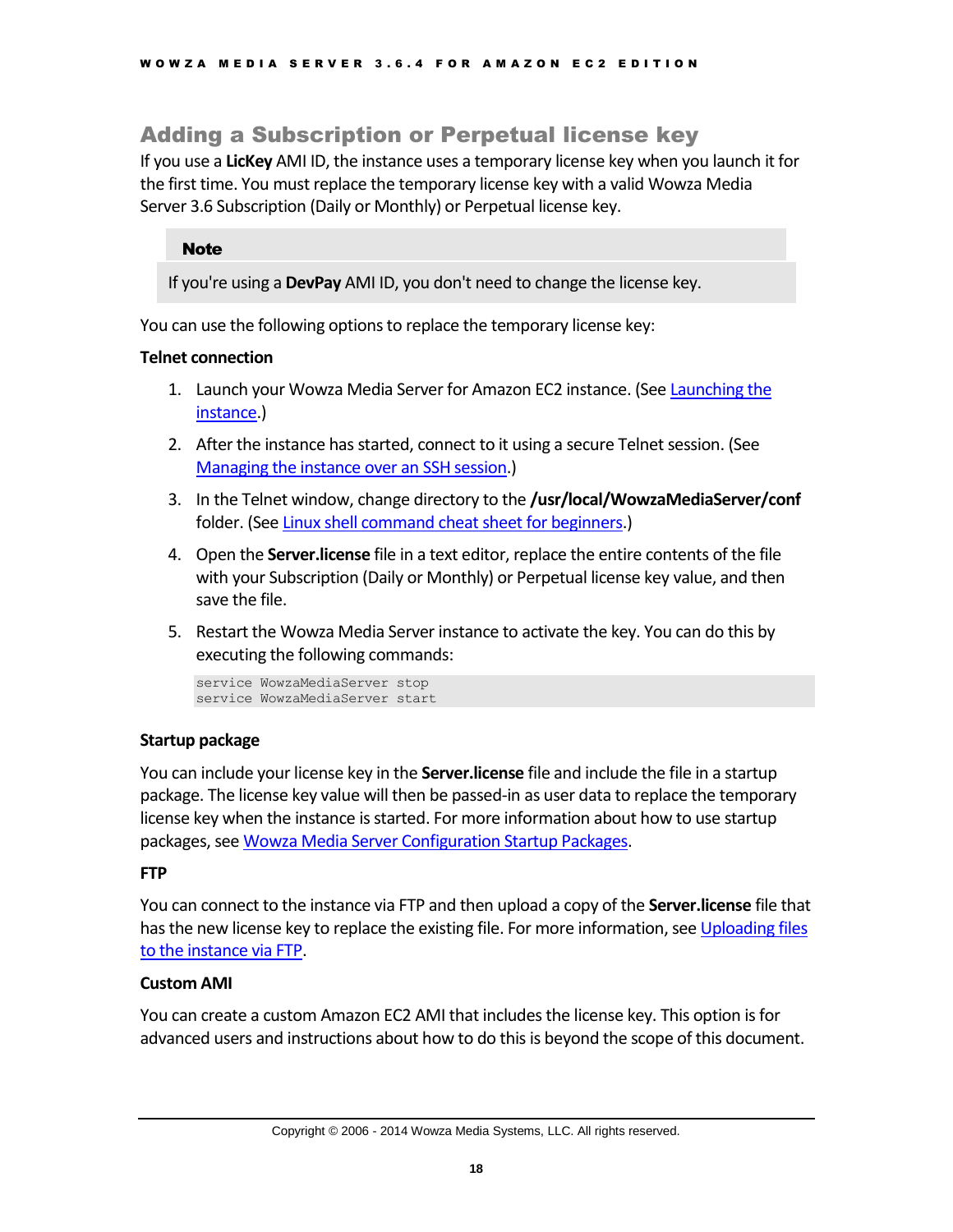## Adding a Subscription or Perpetual license key

If you use a **LicKey** AMI ID, the instance uses a temporary license key when you launch it for the first time. You must replace the temporary license key with a valid Wowza Media Server 3.6 Subscription (Daily or Monthly) or Perpetual license key.

> **Note**
>
> If you're using a **DevPay** AMI ID, you don't need to change the license key.

You can use the following options to replace the temporary license key:

**Telnet connection**

1. Launch your Wowza Media Server for Amazon EC2 instance. (See Launching the instance.)
2. After the instance has started, connect to it using a secure Telnet session. (See Managing the instance over an SSH session.)
3. In the Telnet window, change directory to the **/usr/local/WowzaMediaServer/conf** folder. (See Linux shell command cheat sheet for beginners.)
4. Open the **Server.license** file in a text editor, replace the entire contents of the file with your Subscription (Daily or Monthly) or Perpetual license key value, and then save the file.
5. Restart the Wowza Media Server instance to activate the key. You can do this by executing the following commands:

```
service WowzaMediaServer stop
service WowzaMediaServer start
```

**Startup package**

You can include your license key in the **Server.license** file and include the file in a startup package. The license key value will then be passed-in as user data to replace the temporary license key when the instance is started. For more information about how to use startup packages, see Wowza Media Server Configuration Startup Packages.

**FTP**

You can connect to the instance via FTP and then upload a copy of the **Server.license** file that has the new license key to replace the existing file. For more information, see Uploading files to the instance via FTP.

**Custom AMI**

You can create a custom Amazon EC2 AMI that includes the license key. This option is for advanced users and instructions about how to do this is beyond the scope of this document.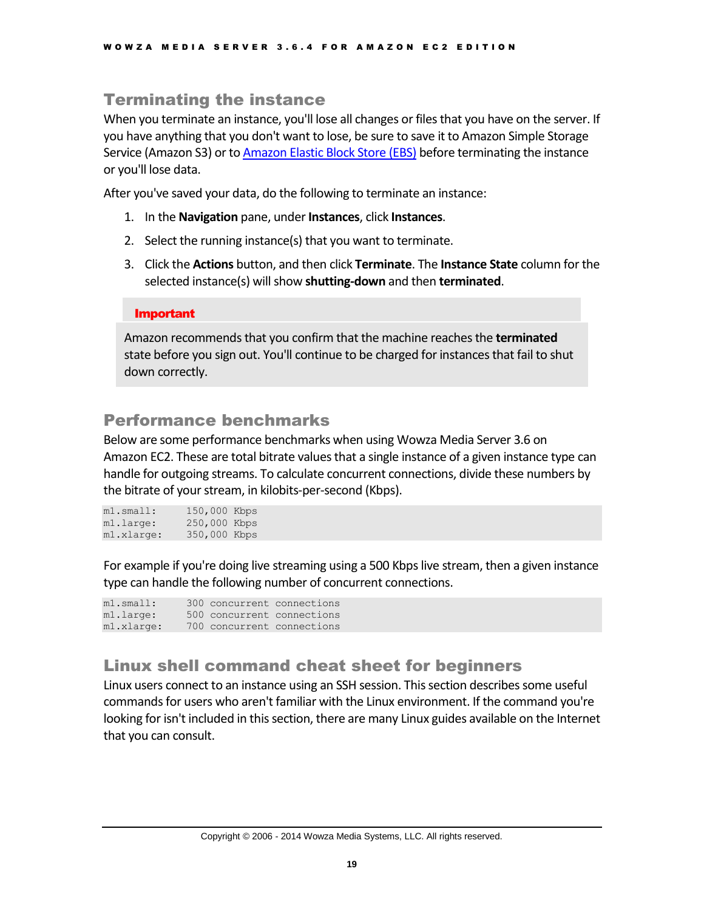## Terminating the instance

When you terminate an instance, you'll lose all changes or files that you have on the server. If you have anything that you don't want to lose, be sure to save it to Amazon Simple Storage Service (Amazon S3) or to Amazon Elastic Block Store (EBS) before terminating the instance or you'll lose data.

After you've saved your data, do the following to terminate an instance:

1. In the **Navigation** pane, under **Instances**, click **Instances**.
2. Select the running instance(s) that you want to terminate.
3. Click the **Actions** button, and then click **Terminate**. The **Instance State** column for the selected instance(s) will show **shutting-down** and then **terminated**.

> **Important**
>
> Amazon recommends that you confirm that the machine reaches the **terminated** state before you sign out. You'll continue to be charged for instances that fail to shut down correctly.

## Performance benchmarks

Below are some performance benchmarks when using Wowza Media Server 3.6 on Amazon EC2. These are total bitrate values that a single instance of a given instance type can handle for outgoing streams. To calculate concurrent connections, divide these numbers by the bitrate of your stream, in kilobits-per-second (Kbps).

```
m1.small:     150,000 Kbps
m1.large:     250,000 Kbps
m1.xlarge:    350,000 Kbps
```

For example if you're doing live streaming using a 500 Kbps live stream, then a given instance type can handle the following number of concurrent connections.

```
m1.small:     300 concurrent connections
m1.large:     500 concurrent connections
m1.xlarge:    700 concurrent connections
```

## Linux shell command cheat sheet for beginners

Linux users connect to an instance using an SSH session. This section describes some useful commands for users who aren't familiar with the Linux environment. If the command you're looking for isn't included in this section, there are many Linux guides available on the Internet that you can consult.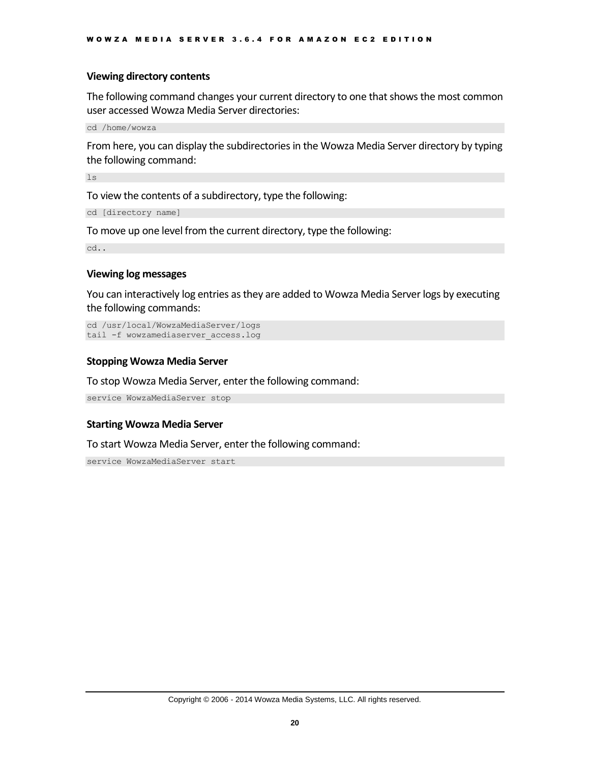### Viewing directory contents

The following command changes your current directory to one that shows the most common user accessed Wowza Media Server directories:

```
cd /home/wowza
```

From here, you can display the subdirectories in the Wowza Media Server directory by typing the following command:

```
ls
```

To view the contents of a subdirectory, type the following:

```
cd [directory name]
```

To move up one level from the current directory, type the following:

```
cd..
```

### Viewing log messages

You can interactively log entries as they are added to Wowza Media Server logs by executing the following commands:

```
cd /usr/local/WowzaMediaServer/logs
tail -f wowzamediaserver_access.log
```

### Stopping Wowza Media Server

To stop Wowza Media Server, enter the following command:

```
service WowzaMediaServer stop
```

### Starting Wowza Media Server

To start Wowza Media Server, enter the following command:

```
service WowzaMediaServer start
```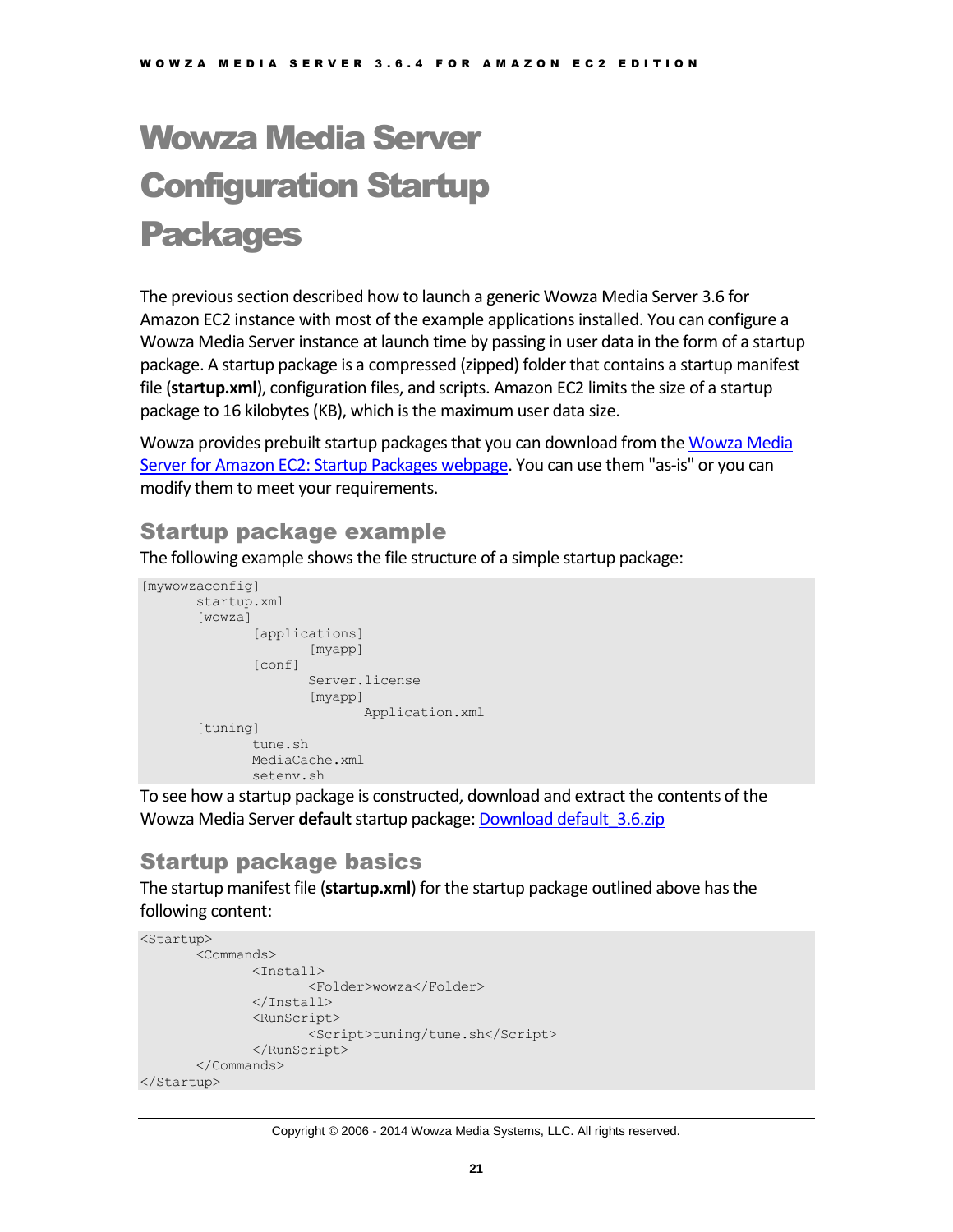# Wowza Media Server Configuration Startup Packages

The previous section described how to launch a generic Wowza Media Server 3.6 for Amazon EC2 instance with most of the example applications installed. You can configure a Wowza Media Server instance at launch time by passing in user data in the form of a startup package. A startup package is a compressed (zipped) folder that contains a startup manifest file (**startup.xml**), configuration files, and scripts. Amazon EC2 limits the size of a startup package to 16 kilobytes (KB), which is the maximum user data size.

Wowza provides prebuilt startup packages that you can download from the Wowza Media Server for Amazon EC2: Startup Packages webpage. You can use them "as-is" or you can modify them to meet your requirements.

## Startup package example

The following example shows the file structure of a simple startup package:

```
[mywowzaconfig]
        startup.xml
        [wowza]
                [applications]
                        [myapp]
                [conf]
                        Server.license
                        [myapp]
                                Application.xml
        [tuning]
                tune.sh
                MediaCache.xml
                setenv.sh
```

To see how a startup package is constructed, download and extract the contents of the Wowza Media Server **default** startup package: Download default_3.6.zip

## Startup package basics

The startup manifest file (**startup.xml**) for the startup package outlined above has the following content:

```
<Startup>
        <Commands>
                <Install>
                        <Folder>wowza</Folder>
                </Install>
                <RunScript>
                        <Script>tuning/tune.sh</Script>
                </RunScript>
        </Commands>
</Startup>
```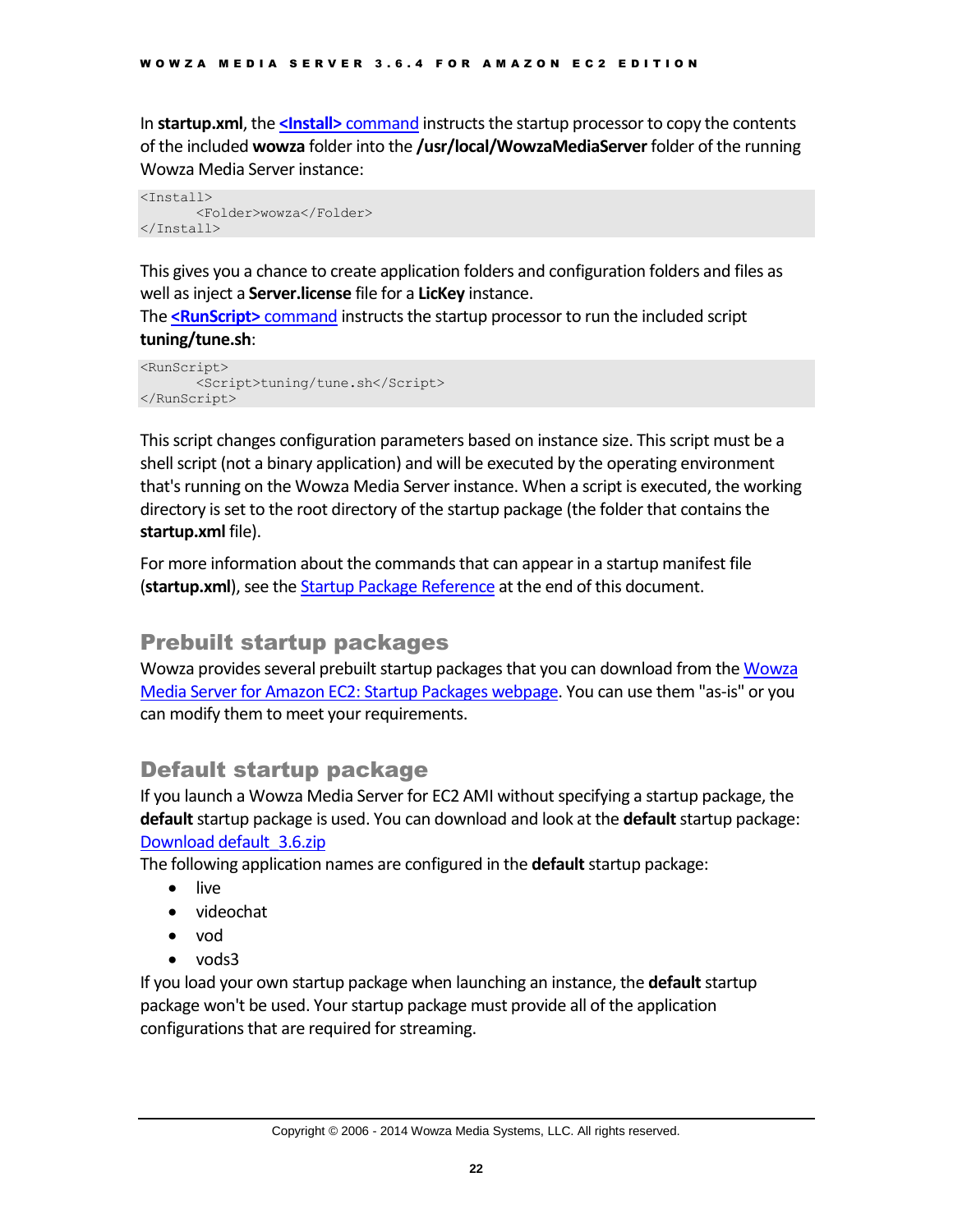In **startup.xml**, the **<Install>** command instructs the startup processor to copy the contents of the included **wowza** folder into the **/usr/local/WowzaMediaServer** folder of the running Wowza Media Server instance:

```
<Install>
	<Folder>wowza</Folder>
</Install>
```

This gives you a chance to create application folders and configuration folders and files as well as inject a **Server.license** file for a **LicKey** instance.
The **<RunScript>** command instructs the startup processor to run the included script **tuning/tune.sh**:

```
<RunScript>
	<Script>tuning/tune.sh</Script>
</RunScript>
```

This script changes configuration parameters based on instance size. This script must be a shell script (not a binary application) and will be executed by the operating environment that's running on the Wowza Media Server instance. When a script is executed, the working directory is set to the root directory of the startup package (the folder that contains the **startup.xml** file).

For more information about the commands that can appear in a startup manifest file (**startup.xml**), see the Startup Package Reference at the end of this document.

## Prebuilt startup packages

Wowza provides several prebuilt startup packages that you can download from the Wowza Media Server for Amazon EC2: Startup Packages webpage. You can use them "as-is" or you can modify them to meet your requirements.

## Default startup package

If you launch a Wowza Media Server for EC2 AMI without specifying a startup package, the **default** startup package is used. You can download and look at the **default** startup package: Download default_3.6.zip
The following application names are configured in the **default** startup package:

- live
- videochat
- vod
- vods3

If you load your own startup package when launching an instance, the **default** startup package won't be used. Your startup package must provide all of the application configurations that are required for streaming.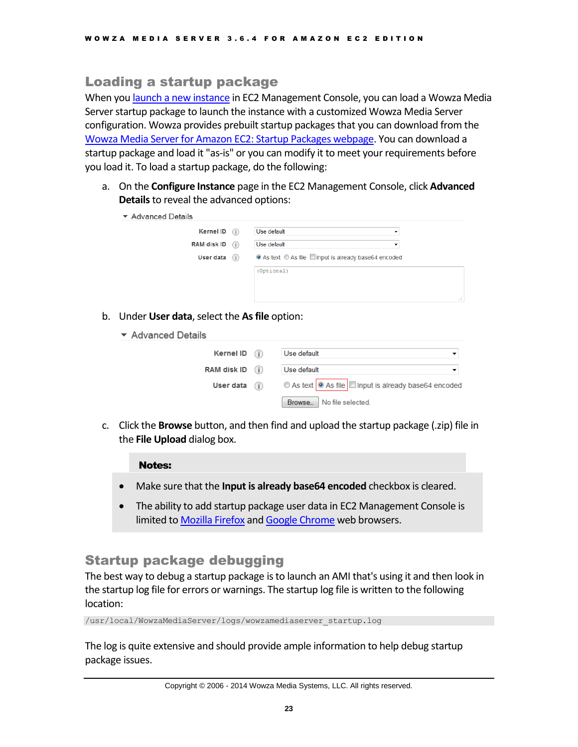## Loading a startup package

When you launch a new instance in EC2 Management Console, you can load a Wowza Media Server startup package to launch the instance with a customized Wowza Media Server configuration. Wowza provides prebuilt startup packages that you can download from the Wowza Media Server for Amazon EC2: Startup Packages webpage. You can download a startup package and load it "as-is" or you can modify it to meet your requirements before you load it. To load a startup package, do the following:

a. On the **Configure Instance** page in the EC2 Management Console, click **Advanced Details** to reveal the advanced options:

b. Under **User data**, select the **As file** option:

c. Click the **Browse** button, and then find and upload the startup package (.zip) file in the **File Upload** dialog box.

**Notes:**

- Make sure that the **Input is already base64 encoded** checkbox is cleared.
- The ability to add startup package user data in EC2 Management Console is limited to Mozilla Firefox and Google Chrome web browsers.

## Startup package debugging

The best way to debug a startup package is to launch an AMI that's using it and then look in the startup log file for errors or warnings. The startup log file is written to the following location:

```
/usr/local/WowzaMediaServer/logs/wowzamediaserver_startup.log
```

The log is quite extensive and should provide ample information to help debug startup package issues.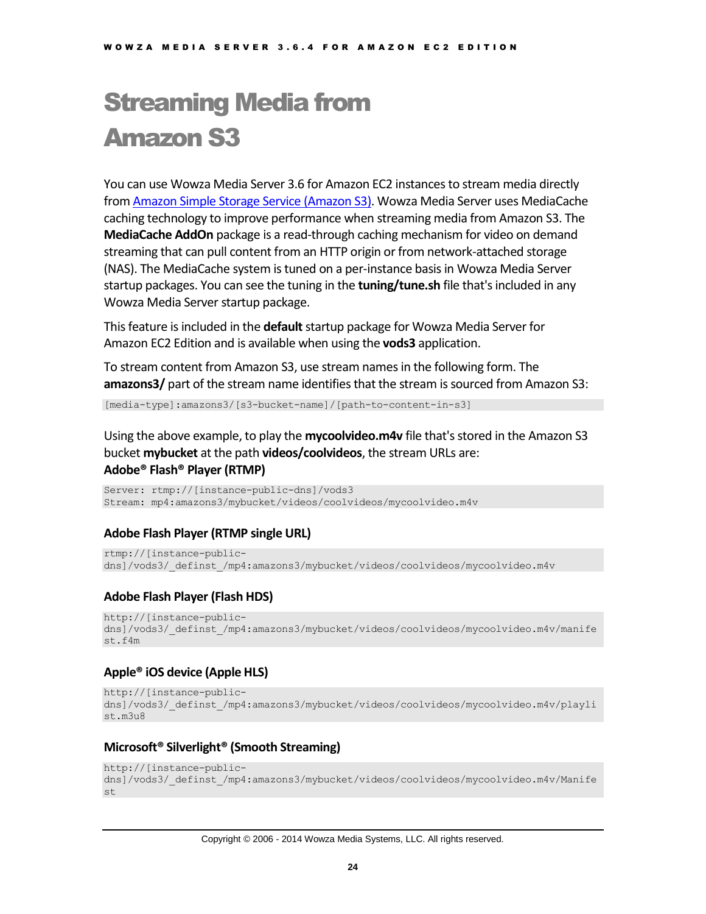# Streaming Media from Amazon S3

You can use Wowza Media Server 3.6 for Amazon EC2 instances to stream media directly from Amazon Simple Storage Service (Amazon S3). Wowza Media Server uses MediaCache caching technology to improve performance when streaming media from Amazon S3. The **MediaCache AddOn** package is a read-through caching mechanism for video on demand streaming that can pull content from an HTTP origin or from network-attached storage (NAS). The MediaCache system is tuned on a per-instance basis in Wowza Media Server startup packages. You can see the tuning in the **tuning/tune.sh** file that's included in any Wowza Media Server startup package.

This feature is included in the **default** startup package for Wowza Media Server for Amazon EC2 Edition and is available when using the **vods3** application.

To stream content from Amazon S3, use stream names in the following form. The **amazons3/** part of the stream name identifies that the stream is sourced from Amazon S3:

```
[media-type]:amazons3/[s3-bucket-name]/[path-to-content-in-s3]
```

Using the above example, to play the **mycoolvideo.m4v** file that's stored in the Amazon S3 bucket **mybucket** at the path **videos/coolvideos**, the stream URLs are:

### Adobe® Flash® Player (RTMP)

```
Server: rtmp://[instance-public-dns]/vods3
Stream: mp4:amazons3/mybucket/videos/coolvideos/mycoolvideo.m4v
```

### Adobe Flash Player (RTMP single URL)

```
rtmp://[instance-public-dns]/vods3/_definst_/mp4:amazons3/mybucket/videos/coolvideos/mycoolvideo.m4v
```

### Adobe Flash Player (Flash HDS)

```
http://[instance-public-dns]/vods3/_definst_/mp4:amazons3/mybucket/videos/coolvideos/mycoolvideo.m4v/manifest.f4m
```

### Apple® iOS device (Apple HLS)

```
http://[instance-public-dns]/vods3/_definst_/mp4:amazons3/mybucket/videos/coolvideos/mycoolvideo.m4v/playlist.m3u8
```

### Microsoft® Silverlight® (Smooth Streaming)

```
http://[instance-public-dns]/vods3/_definst_/mp4:amazons3/mybucket/videos/coolvideos/mycoolvideo.m4v/Manifest
```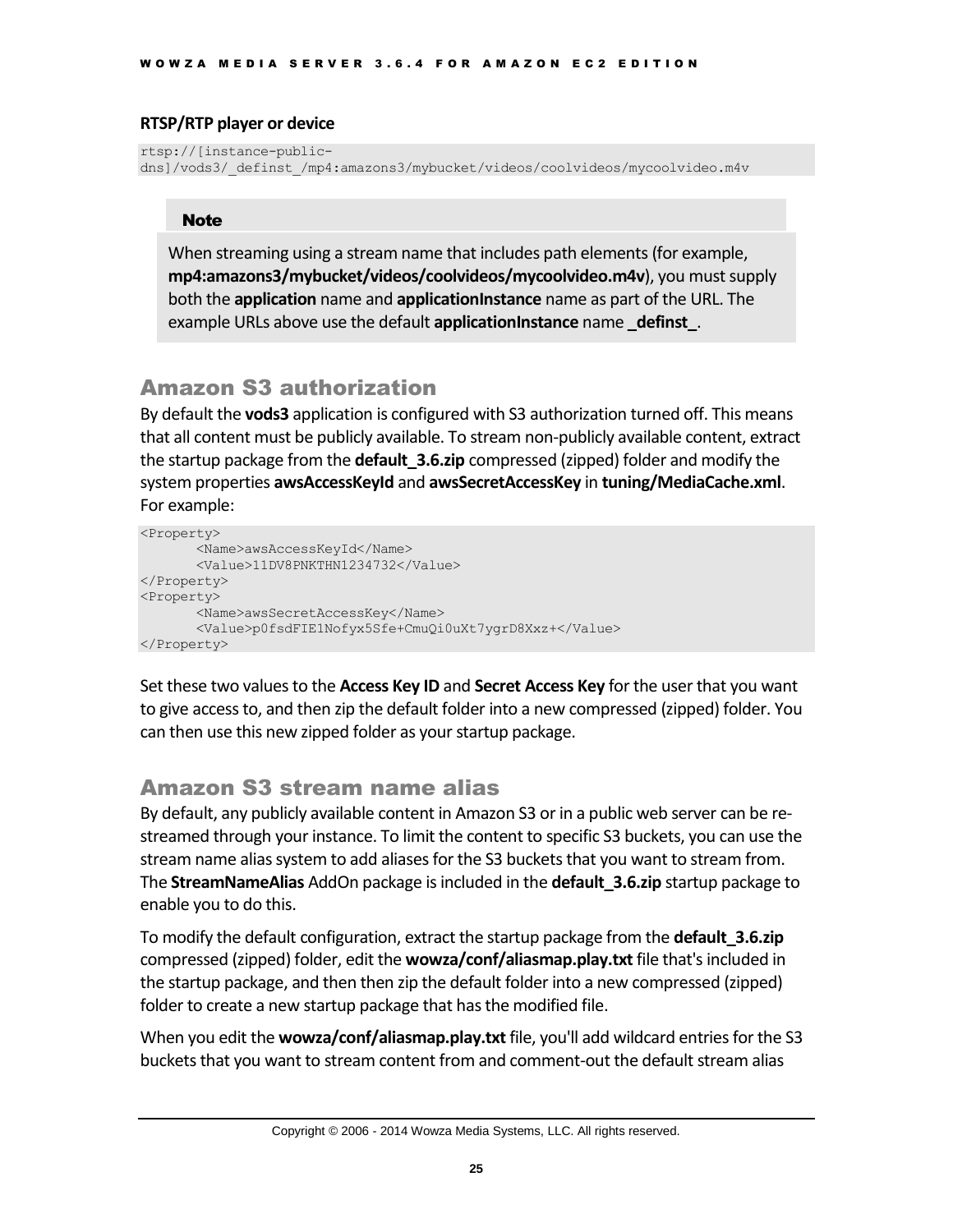**RTSP/RTP player or device**

```
rtsp://[instance-public-
dns]/vods3/_definst_/mp4:amazons3/mybucket/videos/coolvideos/mycoolvideo.m4v
```

> **Note**
>
> When streaming using a stream name that includes path elements (for example, **mp4:amazons3/mybucket/videos/coolvideos/mycoolvideo.m4v**), you must supply both the **application** name and **applicationInstance** name as part of the URL. The example URLs above use the default **applicationInstance** name **_definst_**.

## Amazon S3 authorization

By default the **vods3** application is configured with S3 authorization turned off. This means that all content must be publicly available. To stream non-publicly available content, extract the startup package from the **default_3.6.zip** compressed (zipped) folder and modify the system properties **awsAccessKeyId** and **awsSecretAccessKey** in **tuning/MediaCache.xml**. For example:

```
<Property>
       <Name>awsAccessKeyId</Name>
       <Value>11DV8PNKTHN1234732</Value>
</Property>
<Property>
       <Name>awsSecretAccessKey</Name>
       <Value>p0fsdFIE1Nofyx5Sfe+CmuQi0uXt7ygrD8Xxz+</Value>
</Property>
```

Set these two values to the **Access Key ID** and **Secret Access Key** for the user that you want to give access to, and then zip the default folder into a new compressed (zipped) folder. You can then use this new zipped folder as your startup package.

## Amazon S3 stream name alias

By default, any publicly available content in Amazon S3 or in a public web server can be re-streamed through your instance. To limit the content to specific S3 buckets, you can use the stream name alias system to add aliases for the S3 buckets that you want to stream from. The **StreamNameAlias** AddOn package is included in the **default_3.6.zip** startup package to enable you to do this.

To modify the default configuration, extract the startup package from the **default_3.6.zip** compressed (zipped) folder, edit the **wowza/conf/aliasmap.play.txt** file that's included in the startup package, and then then zip the default folder into a new compressed (zipped) folder to create a new startup package that has the modified file.

When you edit the **wowza/conf/aliasmap.play.txt** file, you'll add wildcard entries for the S3 buckets that you want to stream content from and comment-out the default stream alias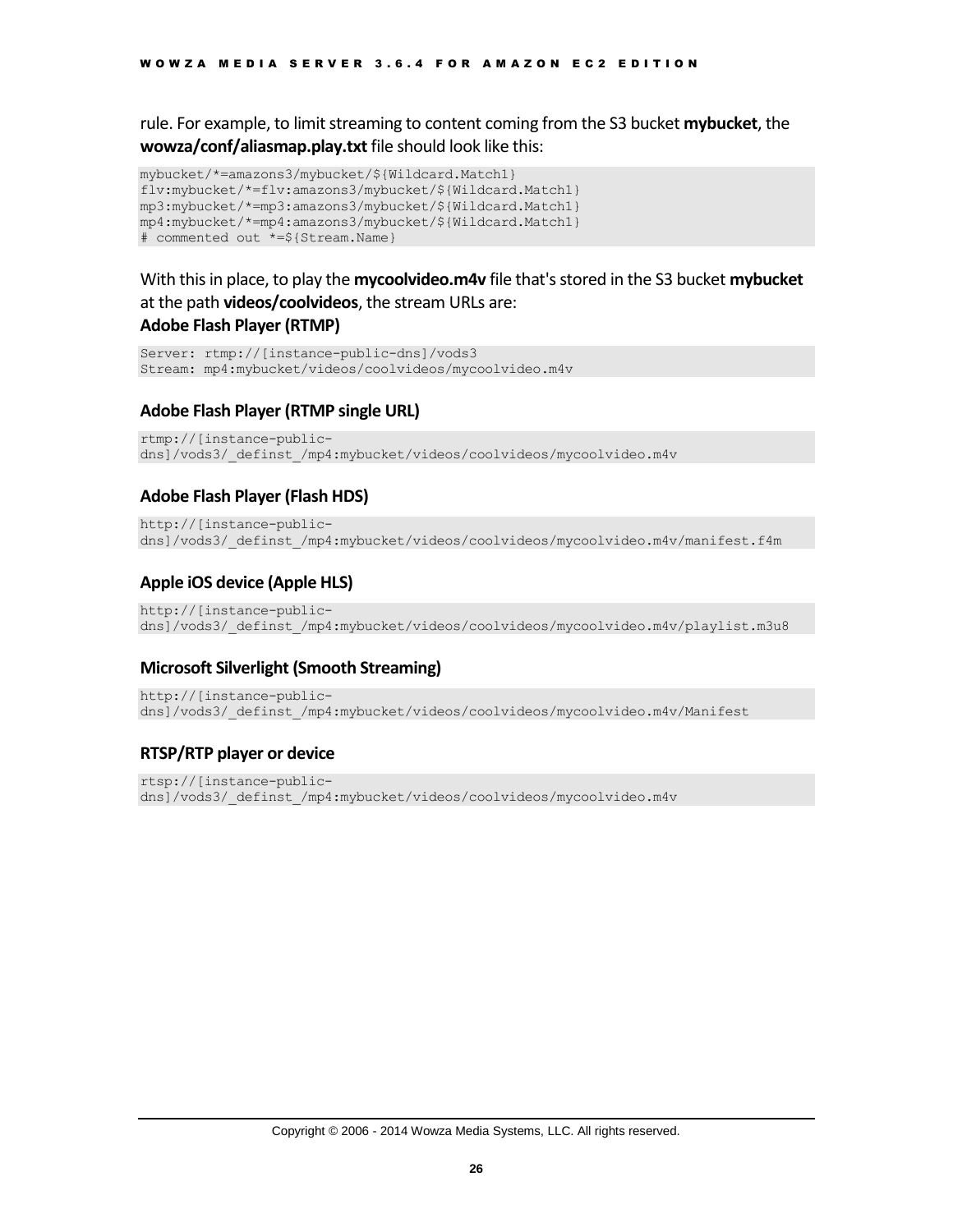rule. For example, to limit streaming to content coming from the S3 bucket **mybucket**, the **wowza/conf/aliasmap.play.txt** file should look like this:

```
mybucket/*=amazons3/mybucket/${Wildcard.Match1}
flv:mybucket/*=flv:amazons3/mybucket/${Wildcard.Match1}
mp3:mybucket/*=mp3:amazons3/mybucket/${Wildcard.Match1}
mp4:mybucket/*=mp4:amazons3/mybucket/${Wildcard.Match1}
# commented out *=${Stream.Name}
```

With this in place, to play the **mycoolvideo.m4v** file that's stored in the S3 bucket **mybucket** at the path **videos/coolvideos**, the stream URLs are:

### Adobe Flash Player (RTMP)

```
Server: rtmp://[instance-public-dns]/vods3
Stream: mp4:mybucket/videos/coolvideos/mycoolvideo.m4v
```

### Adobe Flash Player (RTMP single URL)

```
rtmp://[instance-public-dns]/vods3/_definst_/mp4:mybucket/videos/coolvideos/mycoolvideo.m4v
```

### Adobe Flash Player (Flash HDS)

```
http://[instance-public-dns]/vods3/_definst_/mp4:mybucket/videos/coolvideos/mycoolvideo.m4v/manifest.f4m
```

### Apple iOS device (Apple HLS)

```
http://[instance-public-dns]/vods3/_definst_/mp4:mybucket/videos/coolvideos/mycoolvideo.m4v/playlist.m3u8
```

### Microsoft Silverlight (Smooth Streaming)

```
http://[instance-public-dns]/vods3/_definst_/mp4:mybucket/videos/coolvideos/mycoolvideo.m4v/Manifest
```

### RTSP/RTP player or device

```
rtsp://[instance-public-dns]/vods3/_definst_/mp4:mybucket/videos/coolvideos/mycoolvideo.m4v
```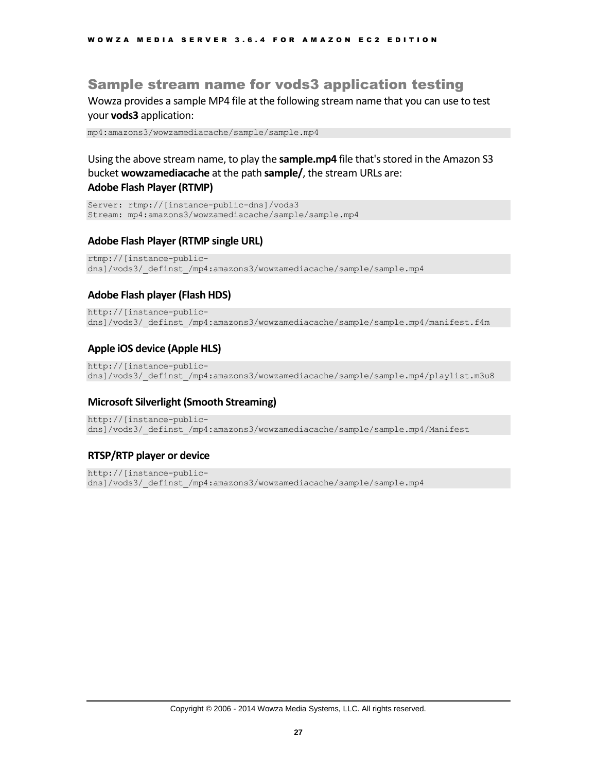## Sample stream name for vods3 application testing

Wowza provides a sample MP4 file at the following stream name that you can use to test your **vods3** application:

```
mp4:amazons3/wowzamediacache/sample/sample.mp4
```

Using the above stream name, to play the **sample.mp4** file that's stored in the Amazon S3 bucket **wowzamediacache** at the path **sample/**, the stream URLs are:

### Adobe Flash Player (RTMP)

```
Server: rtmp://[instance-public-dns]/vods3
Stream: mp4:amazons3/wowzamediacache/sample/sample.mp4
```

### Adobe Flash Player (RTMP single URL)

```
rtmp://[instance-public-
dns]/vods3/_definst_/mp4:amazons3/wowzamediacache/sample/sample.mp4
```

### Adobe Flash player (Flash HDS)

```
http://[instance-public-
dns]/vods3/_definst_/mp4:amazons3/wowzamediacache/sample/sample.mp4/manifest.f4m
```

### Apple iOS device (Apple HLS)

```
http://[instance-public-
dns]/vods3/_definst_/mp4:amazons3/wowzamediacache/sample/sample.mp4/playlist.m3u8
```

### Microsoft Silverlight (Smooth Streaming)

```
http://[instance-public-
dns]/vods3/_definst_/mp4:amazons3/wowzamediacache/sample/sample.mp4/Manifest
```

### RTSP/RTP player or device

```
http://[instance-public-
dns]/vods3/_definst_/mp4:amazons3/wowzamediacache/sample/sample.mp4
```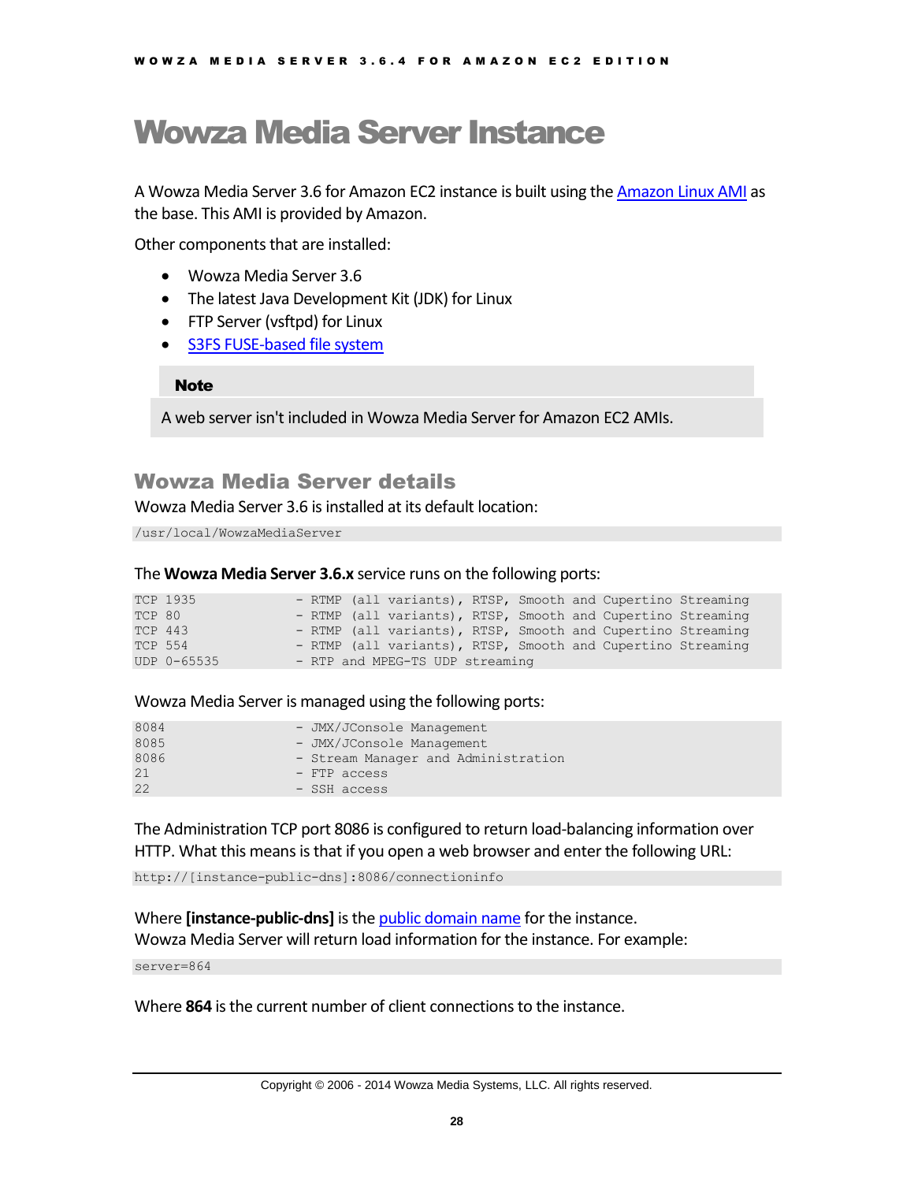# Wowza Media Server Instance

A Wowza Media Server 3.6 for Amazon EC2 instance is built using the Amazon Linux AMI as the base. This AMI is provided by Amazon.

Other components that are installed:

- Wowza Media Server 3.6
- The latest Java Development Kit (JDK) for Linux
- FTP Server (vsftpd) for Linux
- S3FS FUSE-based file system

> **Note**
>
> A web server isn't included in Wowza Media Server for Amazon EC2 AMIs.

## Wowza Media Server details

Wowza Media Server 3.6 is installed at its default location:

```
/usr/local/WowzaMediaServer
```

The **Wowza Media Server 3.6.x** service runs on the following ports:

```
TCP 1935          - RTMP (all variants), RTSP, Smooth and Cupertino Streaming
TCP 80            - RTMP (all variants), RTSP, Smooth and Cupertino Streaming
TCP 443           - RTMP (all variants), RTSP, Smooth and Cupertino Streaming
TCP 554           - RTMP (all variants), RTSP, Smooth and Cupertino Streaming
UDP 0-65535       - RTP and MPEG-TS UDP streaming
```

Wowza Media Server is managed using the following ports:

```
8084              - JMX/JConsole Management
8085              - JMX/JConsole Management
8086              - Stream Manager and Administration
21                - FTP access
22                - SSH access
```

The Administration TCP port 8086 is configured to return load-balancing information over HTTP. What this means is that if you open a web browser and enter the following URL:

```
http://[instance-public-dns]:8086/connectioninfo
```

Where **[instance-public-dns]** is the public domain name for the instance.
Wowza Media Server will return load information for the instance. For example:

```
server=864
```

Where **864** is the current number of client connections to the instance.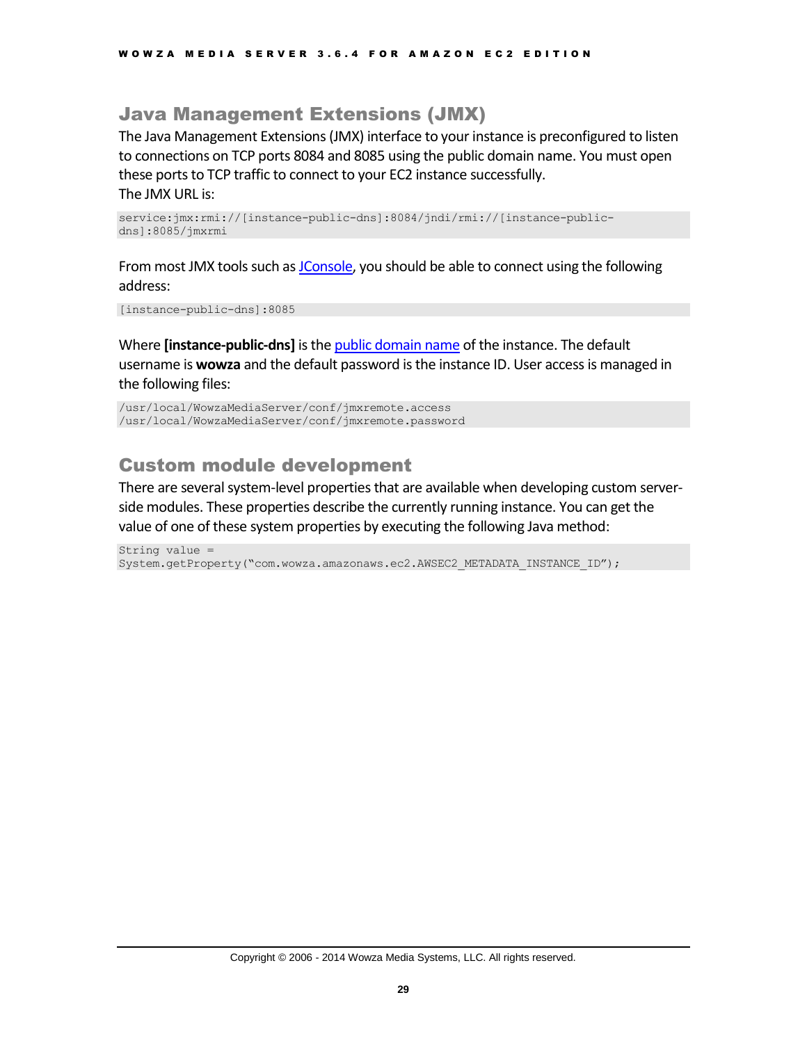## Java Management Extensions (JMX)

The Java Management Extensions (JMX) interface to your instance is preconfigured to listen to connections on TCP ports 8084 and 8085 using the public domain name. You must open these ports to TCP traffic to connect to your EC2 instance successfully.
The JMX URL is:

```
service:jmx:rmi://[instance-public-dns]:8084/jndi/rmi://[instance-public-dns]:8085/jmxrmi
```

From most JMX tools such as JConsole, you should be able to connect using the following address:

```
[instance-public-dns]:8085
```

Where **[instance-public-dns]** is the public domain name of the instance. The default username is **wowza** and the default password is the instance ID. User access is managed in the following files:

```
/usr/local/WowzaMediaServer/conf/jmxremote.access
/usr/local/WowzaMediaServer/conf/jmxremote.password
```

## Custom module development

There are several system-level properties that are available when developing custom server-side modules. These properties describe the currently running instance. You can get the value of one of these system properties by executing the following Java method:

```
String value =
System.getProperty("com.wowza.amazonaws.ec2.AWSEC2_METADATA_INSTANCE_ID");
```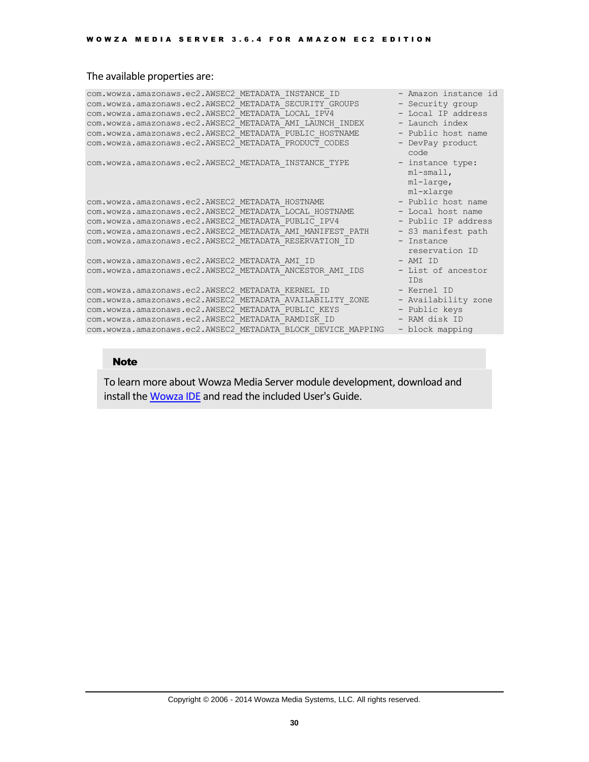The available properties are:

```
com.wowza.amazonaws.ec2.AWSEC2_METADATA_INSTANCE_ID           - Amazon instance id
com.wowza.amazonaws.ec2.AWSEC2_METADATA_SECURITY_GROUPS       - Security group
com.wowza.amazonaws.ec2.AWSEC2_METADATA_LOCAL_IPV4            - Local IP address
com.wowza.amazonaws.ec2.AWSEC2_METADATA_AMI_LAUNCH_INDEX      - Launch index
com.wowza.amazonaws.ec2.AWSEC2_METADATA_PUBLIC_HOSTNAME       - Public host name
com.wowza.amazonaws.ec2.AWSEC2_METADATA_PRODUCT_CODES         - DevPay product
                                                                code
com.wowza.amazonaws.ec2.AWSEC2_METADATA_INSTANCE_TYPE         - instance type:
                                                                m1-small,
                                                                m1-large,
                                                                m1-xlarge
com.wowza.amazonaws.ec2.AWSEC2_METADATA_HOSTNAME              - Public host name
com.wowza.amazonaws.ec2.AWSEC2_METADATA_LOCAL_HOSTNAME        - Local host name
com.wowza.amazonaws.ec2.AWSEC2_METADATA_PUBLIC_IPV4           - Public IP address
com.wowza.amazonaws.ec2.AWSEC2_METADATA_AMI_MANIFEST_PATH     - S3 manifest path
com.wowza.amazonaws.ec2.AWSEC2_METADATA_RESERVATION_ID        - Instance
                                                                reservation ID
com.wowza.amazonaws.ec2.AWSEC2_METADATA_AMI_ID                - AMI ID
com.wowza.amazonaws.ec2.AWSEC2_METADATA_ANCESTOR_AMI_IDS      - List of ancestor
                                                                IDs
com.wowza.amazonaws.ec2.AWSEC2_METADATA_KERNEL_ID             - Kernel ID
com.wowza.amazonaws.ec2.AWSEC2_METADATA_AVAILABILITY_ZONE     - Availability zone
com.wowza.amazonaws.ec2.AWSEC2_METADATA_PUBLIC_KEYS           - Public keys
com.wowza.amazonaws.ec2.AWSEC2_METADATA_RAMDISK_ID            - RAM disk ID
com.wowza.amazonaws.ec2.AWSEC2_METADATA_BLOCK_DEVICE_MAPPING  - block mapping
```

**Note**

To learn more about Wowza Media Server module development, download and install the Wowza IDE and read the included User's Guide.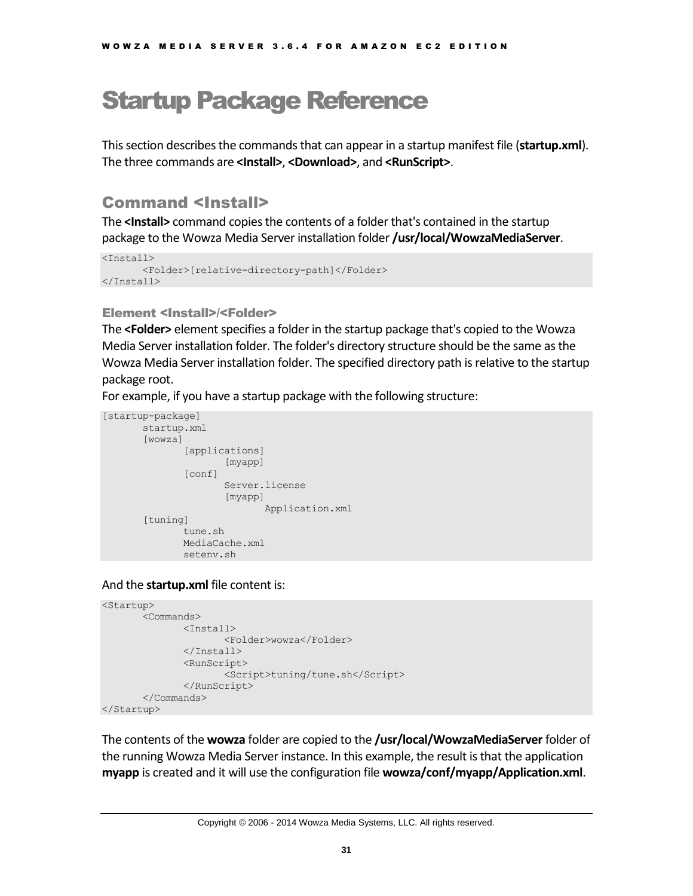# Startup Package Reference

This section describes the commands that can appear in a startup manifest file (**startup.xml**). The three commands are **<Install>**, **<Download>**, and **<RunScript>**.

## Command <Install>

The **<Install>** command copies the contents of a folder that's contained in the startup package to the Wowza Media Server installation folder **/usr/local/WowzaMediaServer**.

```
<Install>
	<Folder>[relative-directory-path]</Folder>
</Install>
```

### Element <Install>/<Folder>

The **<Folder>** element specifies a folder in the startup package that's copied to the Wowza Media Server installation folder. The folder's directory structure should be the same as the Wowza Media Server installation folder. The specified directory path is relative to the startup package root.

For example, if you have a startup package with the following structure:

```
[startup-package]
	startup.xml
	[wowza]
		[applications]
			[myapp]
		[conf]
			Server.license
			[myapp]
				Application.xml
	[tuning]
		tune.sh
		MediaCache.xml
		setenv.sh
```

And the **startup.xml** file content is:

```
<Startup>
	<Commands>
		<Install>
			<Folder>wowza</Folder>
		</Install>
		<RunScript>
			<Script>tuning/tune.sh</Script>
		</RunScript>
	</Commands>
</Startup>
```

The contents of the **wowza** folder are copied to the **/usr/local/WowzaMediaServer** folder of the running Wowza Media Server instance. In this example, the result is that the application **myapp** is created and it will use the configuration file **wowza/conf/myapp/Application.xml**.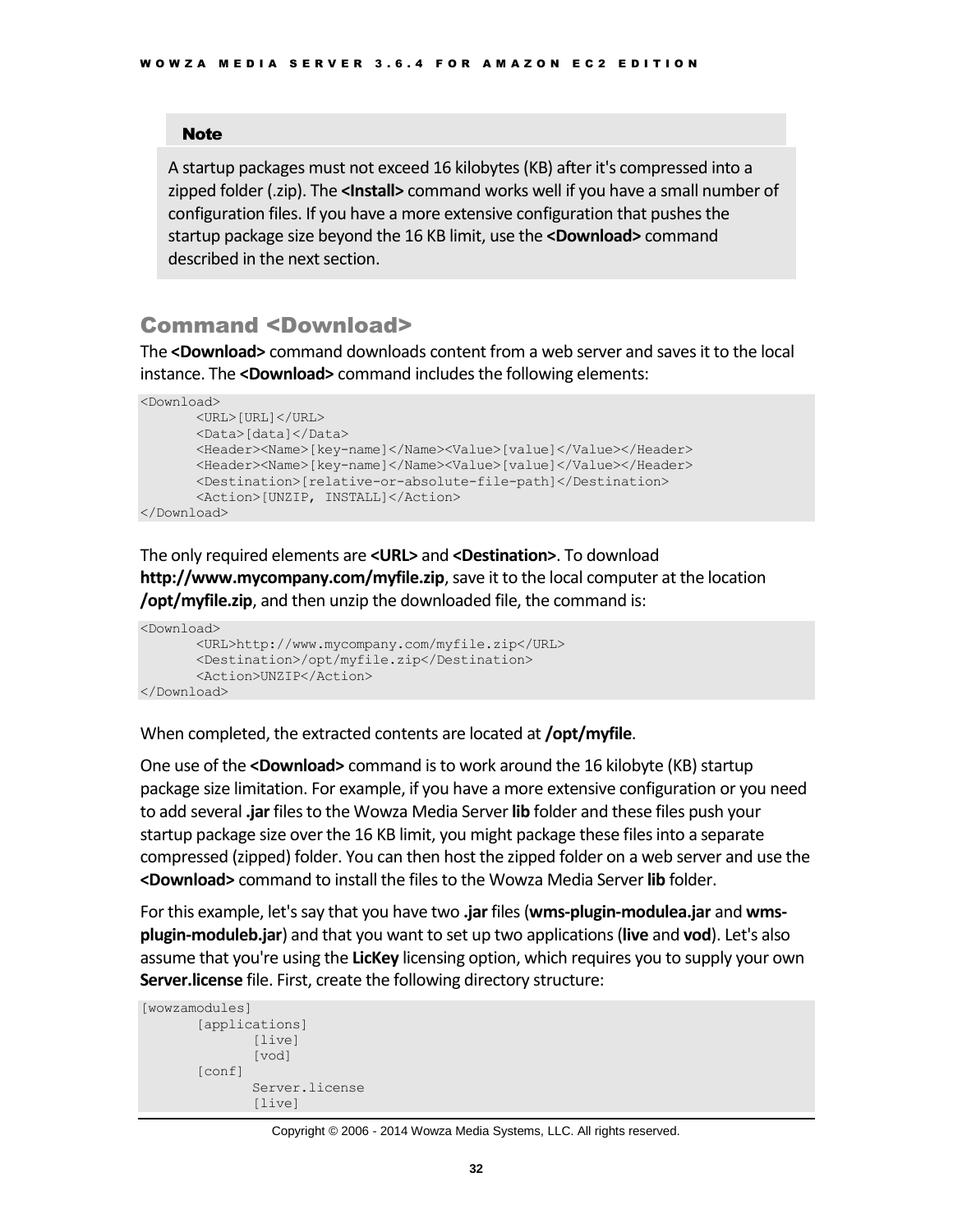> **Note**
>
> A startup packages must not exceed 16 kilobytes (KB) after it's compressed into a zipped folder (.zip). The **<Install>** command works well if you have a small number of configuration files. If you have a more extensive configuration that pushes the startup package size beyond the 16 KB limit, use the **<Download>** command described in the next section.

## Command <Download>

The **<Download>** command downloads content from a web server and saves it to the local instance. The **<Download>** command includes the following elements:

```
<Download>
	<URL>[URL]</URL>
	<Data>[data]</Data>
	<Header><Name>[key-name]</Name><Value>[value]</Value></Header>
	<Header><Name>[key-name]</Name><Value>[value]</Value></Header>
	<Destination>[relative-or-absolute-file-path]</Destination>
	<Action>[UNZIP, INSTALL]</Action>
</Download>
```

The only required elements are **<URL>** and **<Destination>**. To download **http://www.mycompany.com/myfile.zip**, save it to the local computer at the location **/opt/myfile.zip**, and then unzip the downloaded file, the command is:

```
<Download>
	<URL>http://www.mycompany.com/myfile.zip</URL>
	<Destination>/opt/myfile.zip</Destination>
	<Action>UNZIP</Action>
</Download>
```

When completed, the extracted contents are located at **/opt/myfile**.

One use of the **<Download>** command is to work around the 16 kilobyte (KB) startup package size limitation. For example, if you have a more extensive configuration or you need to add several **.jar** files to the Wowza Media Server **lib** folder and these files push your startup package size over the 16 KB limit, you might package these files into a separate compressed (zipped) folder. You can then host the zipped folder on a web server and use the **<Download>** command to install the files to the Wowza Media Server **lib** folder.

For this example, let's say that you have two **.jar** files (**wms-plugin-modulea.jar** and **wms-plugin-moduleb.jar**) and that you want to set up two applications (**live** and **vod**). Let's also assume that you're using the **LicKey** licensing option, which requires you to supply your own **Server.license** file. First, create the following directory structure:

```
[wowzamodules]
	[applications]
		[live]
		[vod]
	[conf]
		Server.license
		[live]
```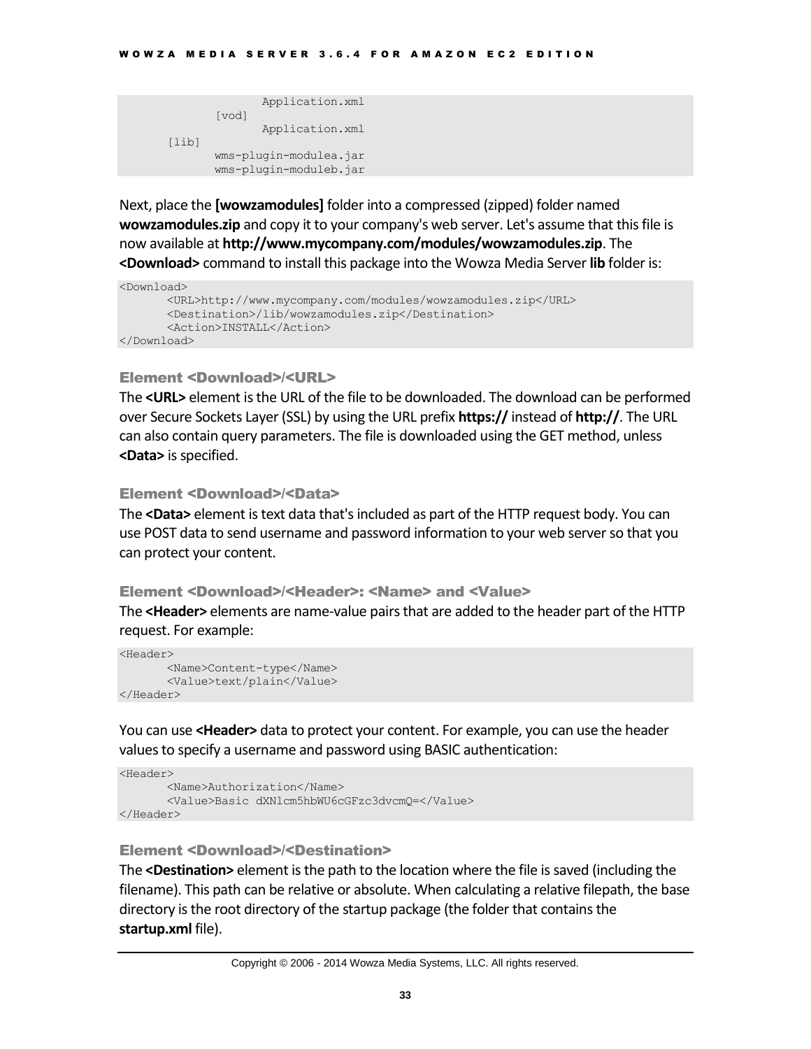```
                Application.xml
            [vod]
                Application.xml
        [lib]
            wms-plugin-modulea.jar
            wms-plugin-moduleb.jar
```

Next, place the **[wowzamodules]** folder into a compressed (zipped) folder named **wowzamodules.zip** and copy it to your company's web server. Let's assume that this file is now available at **http://www.mycompany.com/modules/wowzamodules.zip**. The **<Download>** command to install this package into the Wowza Media Server **lib** folder is:

```
<Download>
        <URL>http://www.mycompany.com/modules/wowzamodules.zip</URL>
        <Destination>/lib/wowzamodules.zip</Destination>
        <Action>INSTALL</Action>
</Download>
```

### Element <Download>/<URL>

The **<URL>** element is the URL of the file to be downloaded. The download can be performed over Secure Sockets Layer (SSL) by using the URL prefix **https://** instead of **http://**. The URL can also contain query parameters. The file is downloaded using the GET method, unless **<Data>** is specified.

### Element <Download>/<Data>

The **<Data>** element is text data that's included as part of the HTTP request body. You can use POST data to send username and password information to your web server so that you can protect your content.

### Element <Download>/<Header>: <Name> and <Value>

The **<Header>** elements are name-value pairs that are added to the header part of the HTTP request. For example:

```
<Header>
        <Name>Content-type</Name>
        <Value>text/plain</Value>
</Header>
```

You can use **<Header>** data to protect your content. For example, you can use the header values to specify a username and password using BASIC authentication:

```
<Header>
        <Name>Authorization</Name>
        <Value>Basic dXNlcm5hbWU6cGFzc3dvcmQ=</Value>
</Header>
```

### Element <Download>/<Destination>

The **<Destination>** element is the path to the location where the file is saved (including the filename). This path can be relative or absolute. When calculating a relative filepath, the base directory is the root directory of the startup package (the folder that contains the **startup.xml** file).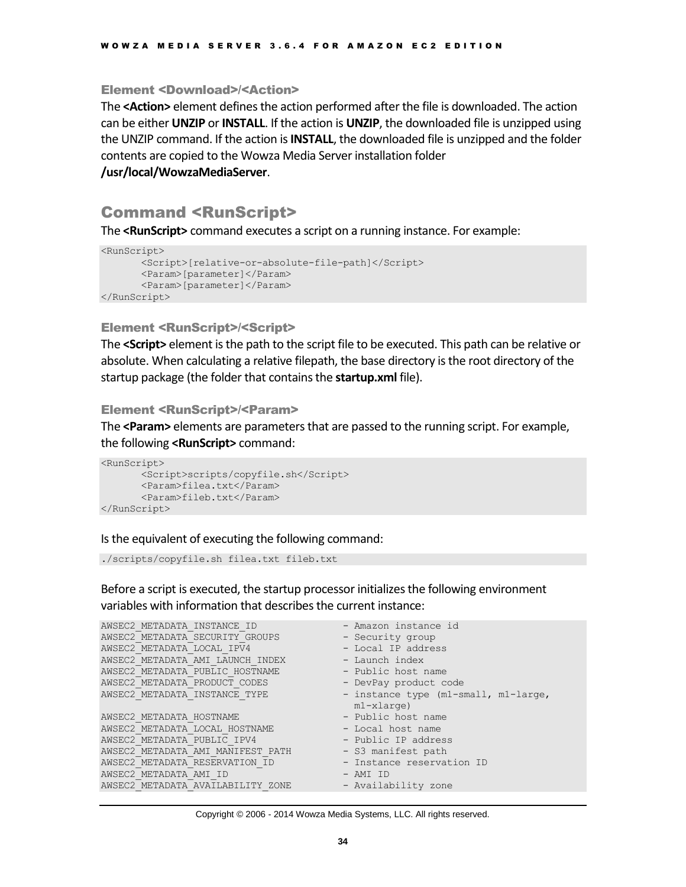### Element <Download>/<Action>

The **<Action>** element defines the action performed after the file is downloaded. The action can be either **UNZIP** or **INSTALL**. If the action is **UNZIP**, the downloaded file is unzipped using the UNZIP command. If the action is **INSTALL**, the downloaded file is unzipped and the folder contents are copied to the Wowza Media Server installation folder **/usr/local/WowzaMediaServer**.

## Command <RunScript>

The **<RunScript>** command executes a script on a running instance. For example:

```
<RunScript>
       <Script>[relative-or-absolute-file-path]</Script>
       <Param>[parameter]</Param>
       <Param>[parameter]</Param>
</RunScript>
```

### Element <RunScript>/<Script>

The **<Script>** element is the path to the script file to be executed. This path can be relative or absolute. When calculating a relative filepath, the base directory is the root directory of the startup package (the folder that contains the **startup.xml** file).

### Element <RunScript>/<Param>

The **<Param>** elements are parameters that are passed to the running script. For example, the following **<RunScript>** command:

```
<RunScript>
       <Script>scripts/copyfile.sh</Script>
       <Param>filea.txt</Param>
       <Param>fileb.txt</Param>
</RunScript>
```

Is the equivalent of executing the following command:

```
./scripts/copyfile.sh filea.txt fileb.txt
```

Before a script is executed, the startup processor initializes the following environment variables with information that describes the current instance:

```
AWSEC2_METADATA_INSTANCE_ID              - Amazon instance id
AWSEC2_METADATA_SECURITY_GROUPS          - Security group
AWSEC2_METADATA_LOCAL_IPV4               - Local IP address
AWSEC2_METADATA_AMI_LAUNCH_INDEX         - Launch index
AWSEC2_METADATA_PUBLIC_HOSTNAME          - Public host name
AWSEC2_METADATA_PRODUCT_CODES            - DevPay product code
AWSEC2_METADATA_INSTANCE_TYPE            - instance type (m1-small, m1-large,
                                           m1-xlarge)
AWSEC2_METADATA_HOSTNAME                 - Public host name
AWSEC2_METADATA_LOCAL_HOSTNAME           - Local host name
AWSEC2_METADATA_PUBLIC_IPV4              - Public IP address
AWSEC2_METADATA_AMI_MANIFEST_PATH        - S3 manifest path
AWSEC2_METADATA_RESERVATION_ID           - Instance reservation ID
AWSEC2_METADATA_AMI_ID                   - AMI ID
AWSEC2_METADATA_AVAILABILITY_ZONE        - Availability zone
```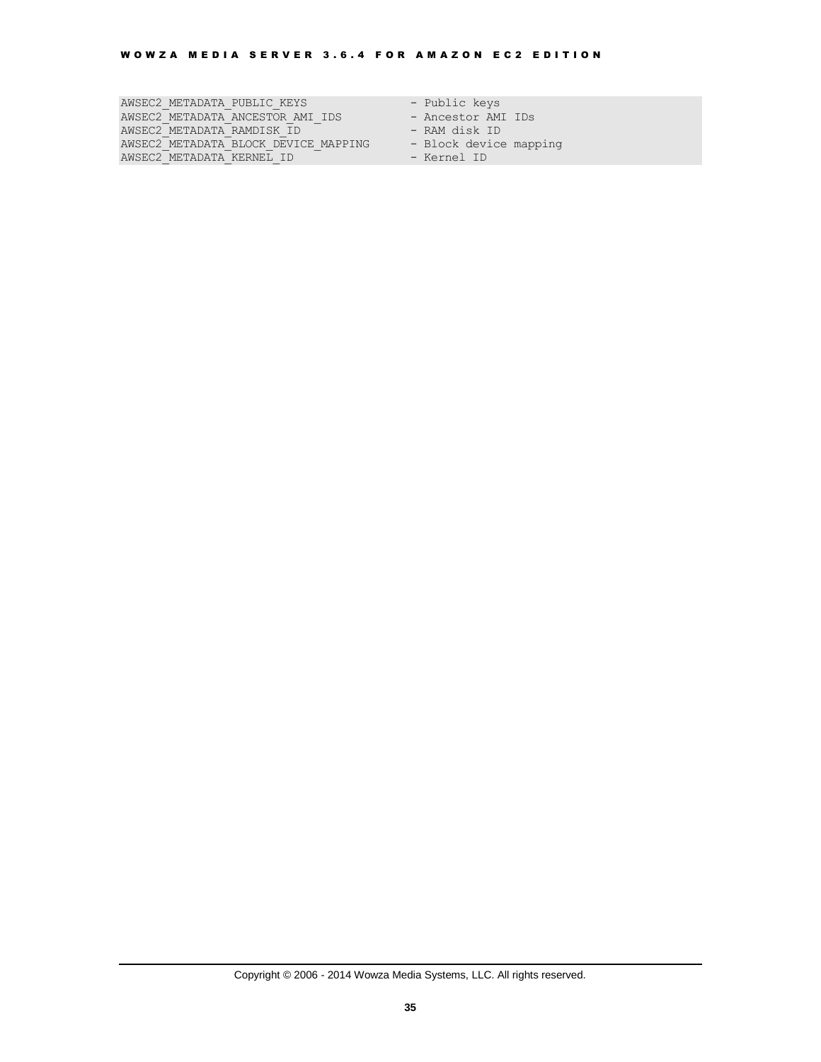```
AWSEC2_METADATA_PUBLIC_KEYS             - Public keys
AWSEC2_METADATA_ANCESTOR_AMI_IDS        - Ancestor AMI IDs
AWSEC2_METADATA_RAMDISK_ID              - RAM disk ID
AWSEC2_METADATA_BLOCK_DEVICE_MAPPING    - Block device mapping
AWSEC2_METADATA_KERNEL_ID               - Kernel ID
```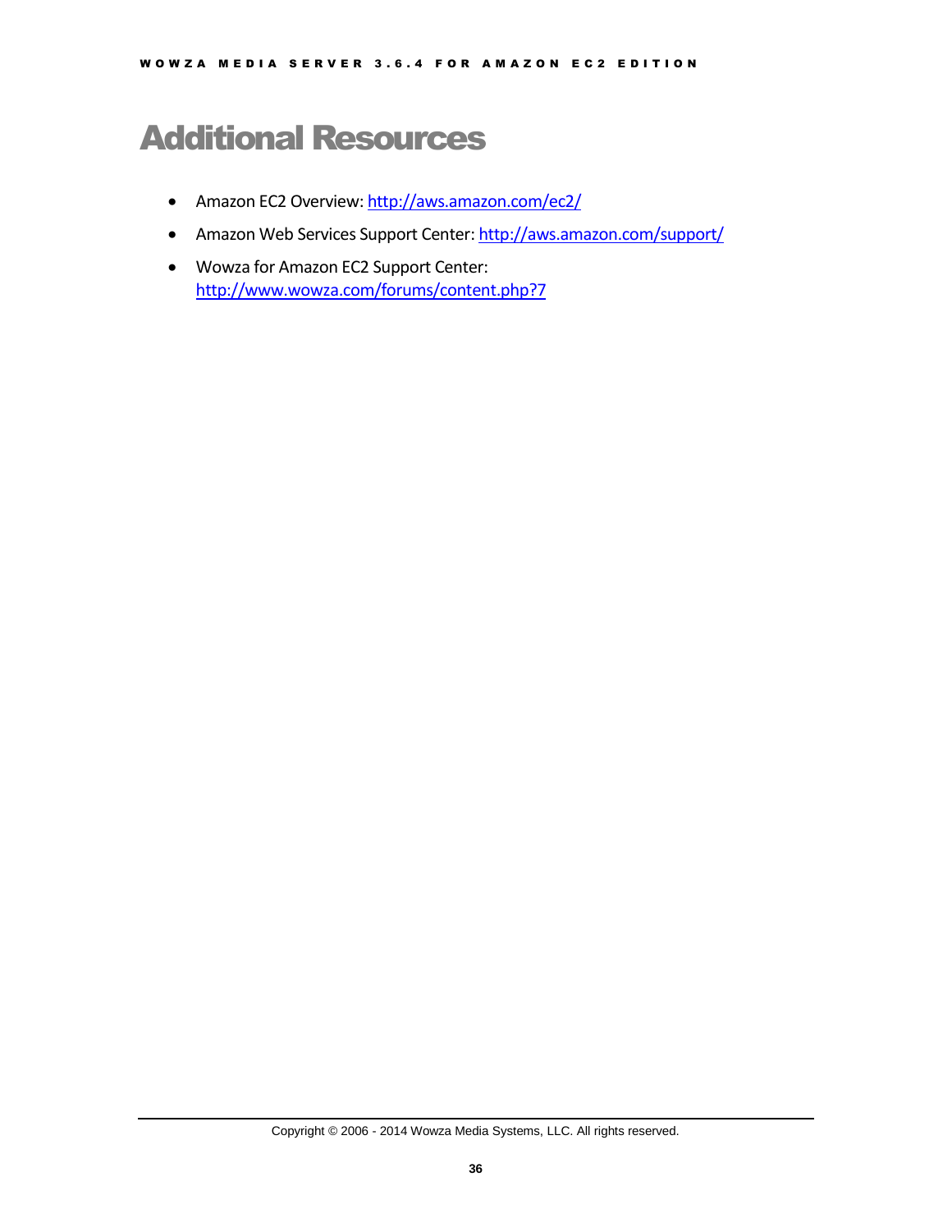# Additional Resources

- Amazon EC2 Overview: http://aws.amazon.com/ec2/
- Amazon Web Services Support Center: http://aws.amazon.com/support/
- Wowza for Amazon EC2 Support Center: http://www.wowza.com/forums/content.php?7